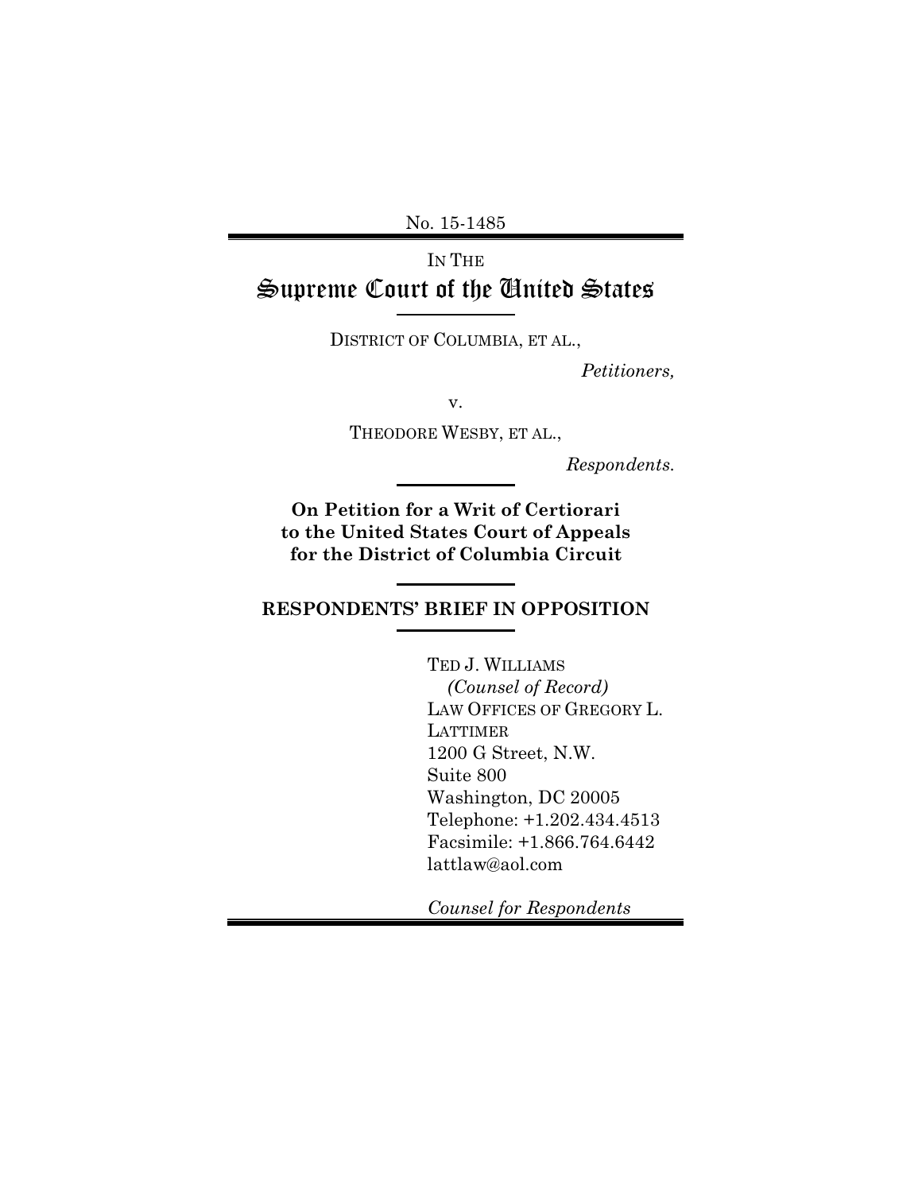No. 15-1485

IN THE

# Supreme Court of the United States

DISTRICT OF COLUMBIA, ET AL.,

*Petitioners,*

v.

THEODORE WESBY, ET AL.,

*Respondents.*

**On Petition for a Writ of Certiorari to the United States Court of Appeals for the District of Columbia Circuit**

## RESPONDENTS' BRIEF IN OPPOSITION

TED J. WILLIAMS
*(Counsel of Record)*
LAW OFFICES OF GREGORY L. LATTIMER
1200 G Street, N.W.
Suite 800
Washington, DC 20005
Telephone: +1.202.434.4513
Facsimile: +1.866.764.6442
lattlaw@aol.com

*Counsel for Respondents*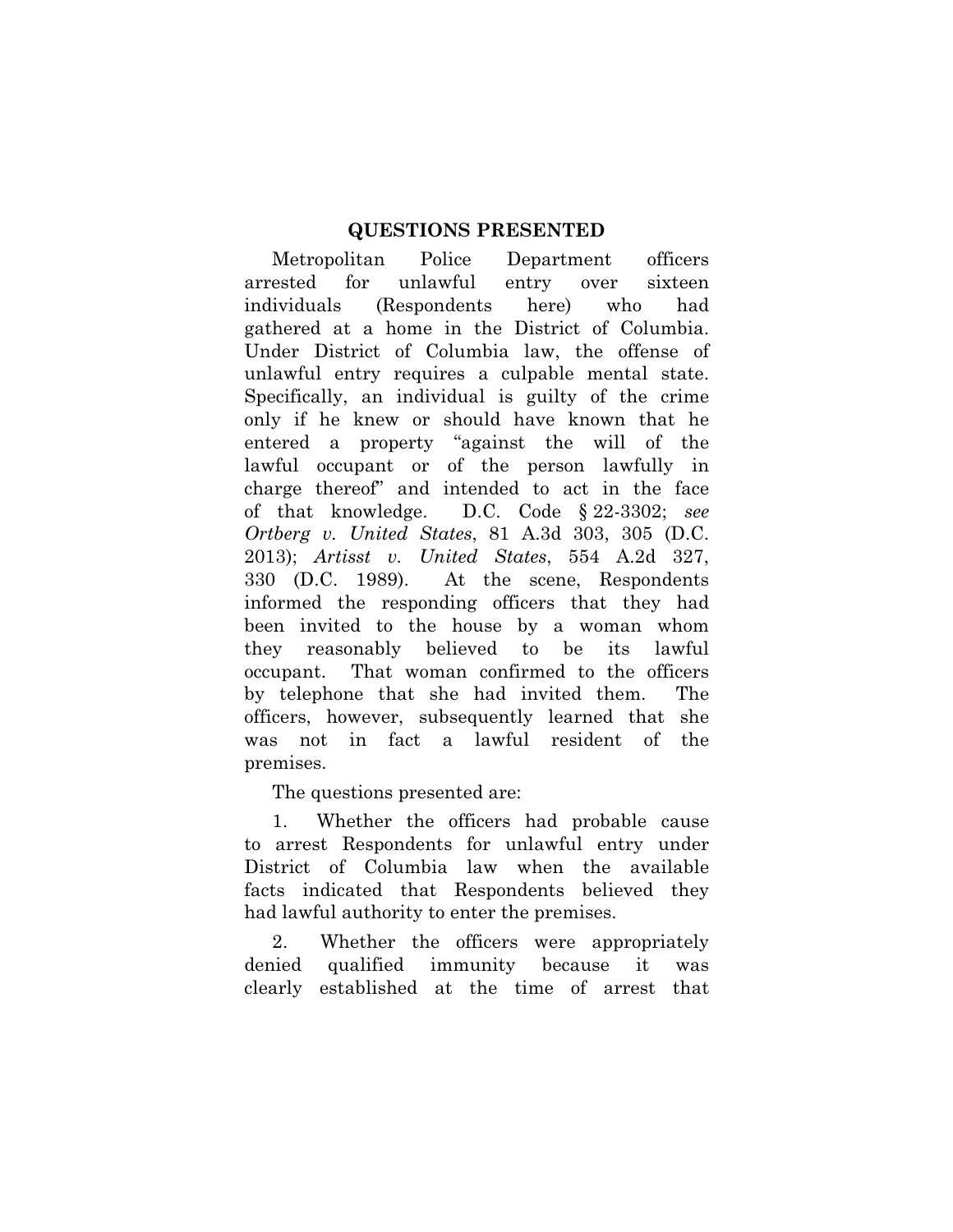## QUESTIONS PRESENTED

Metropolitan Police Department officers arrested for unlawful entry over sixteen individuals (Respondents here) who had gathered at a home in the District of Columbia. Under District of Columbia law, the offense of unlawful entry requires a culpable mental state. Specifically, an individual is guilty of the crime only if he knew or should have known that he entered a property "against the will of the lawful occupant or of the person lawfully in charge thereof" and intended to act in the face of that knowledge. D.C. Code § 22-3302; *see Ortberg v. United States*, 81 A.3d 303, 305 (D.C. 2013); *Artisst v. United States*, 554 A.2d 327, 330 (D.C. 1989). At the scene, Respondents informed the responding officers that they had been invited to the house by a woman whom they reasonably believed to be its lawful occupant. That woman confirmed to the officers by telephone that she had invited them. The officers, however, subsequently learned that she was not in fact a lawful resident of the premises.

The questions presented are:

1. Whether the officers had probable cause to arrest Respondents for unlawful entry under District of Columbia law when the available facts indicated that Respondents believed they had lawful authority to enter the premises.

2. Whether the officers were appropriately denied qualified immunity because it was clearly established at the time of arrest that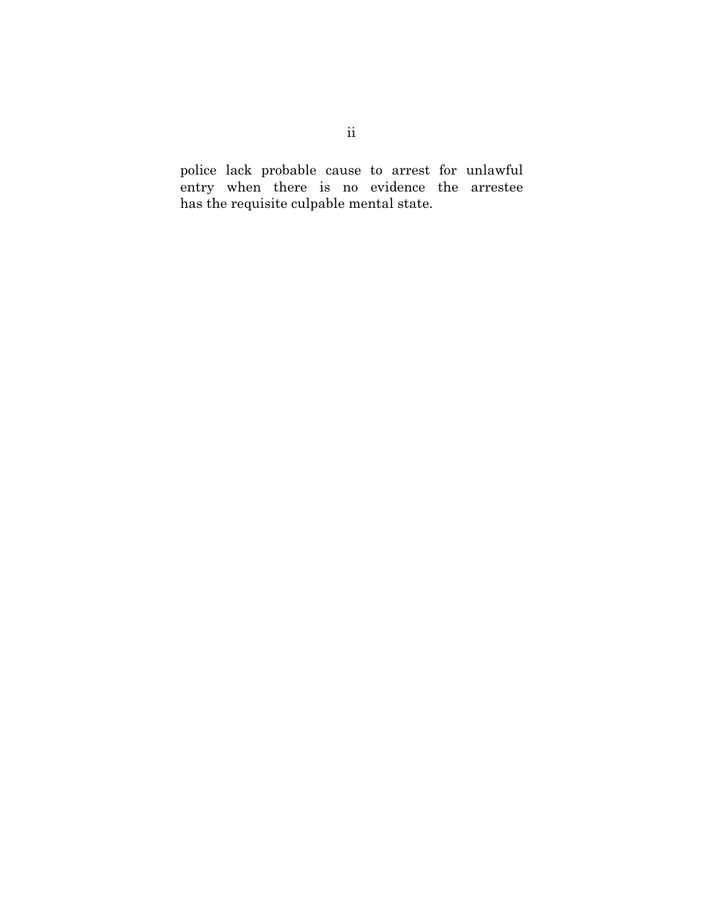police lack probable cause to arrest for unlawful entry when there is no evidence the arrestee has the requisite culpable mental state.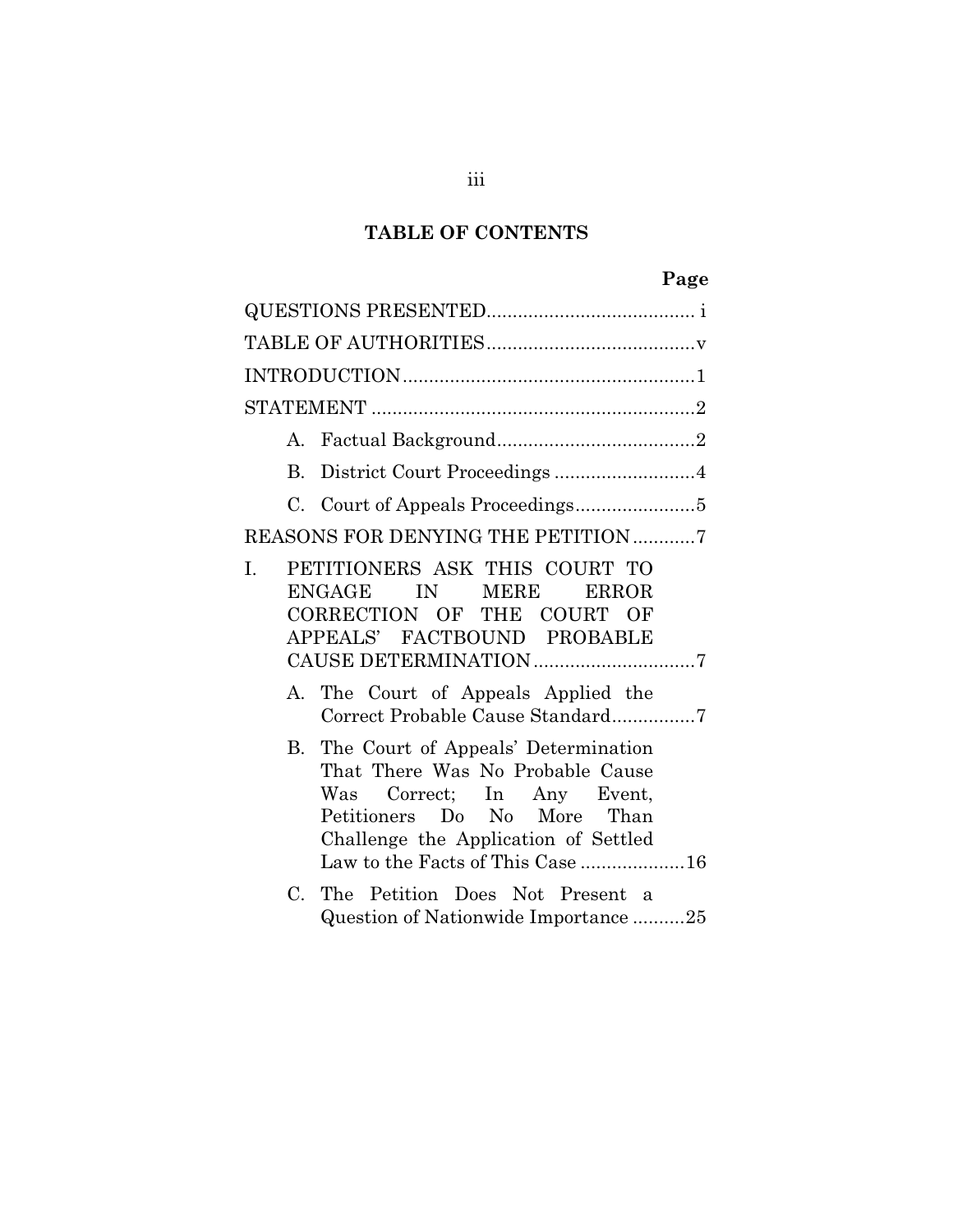# TABLE OF CONTENTS

| | Page |
|---|---|
| QUESTIONS PRESENTED | i |
| TABLE OF AUTHORITIES | v |
| INTRODUCTION | 1 |
| STATEMENT | 2 |
| A. Factual Background | 2 |
| B. District Court Proceedings | 4 |
| C. Court of Appeals Proceedings | 5 |
| REASONS FOR DENYING THE PETITION | 7 |
| I. PETITIONERS ASK THIS COURT TO ENGAGE IN MERE ERROR CORRECTION OF THE COURT OF APPEALS' FACTBOUND PROBABLE CAUSE DETERMINATION | 7 |
| A. The Court of Appeals Applied the Correct Probable Cause Standard | 7 |
| B. The Court of Appeals' Determination That There Was No Probable Cause Was Correct; In Any Event, Petitioners Do No More Than Challenge the Application of Settled Law to the Facts of This Case | 16 |
| C. The Petition Does Not Present a Question of Nationwide Importance | 25 |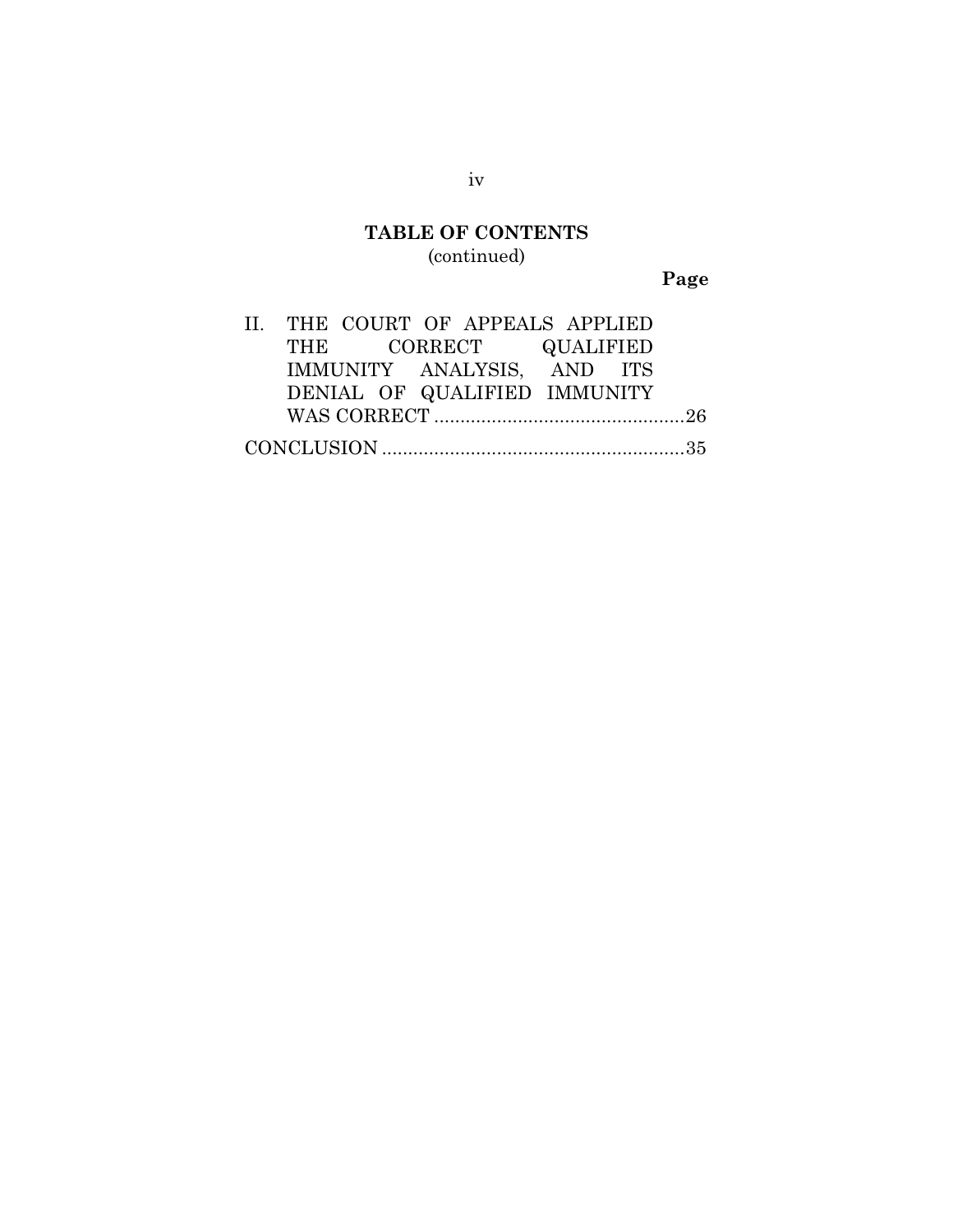## TABLE OF CONTENTS
(continued)

**Page**

II. THE COURT OF APPEALS APPLIED THE CORRECT QUALIFIED IMMUNITY ANALYSIS, AND ITS DENIAL OF QUALIFIED IMMUNITY WAS CORRECT ................................................26

CONCLUSION ..........................................................35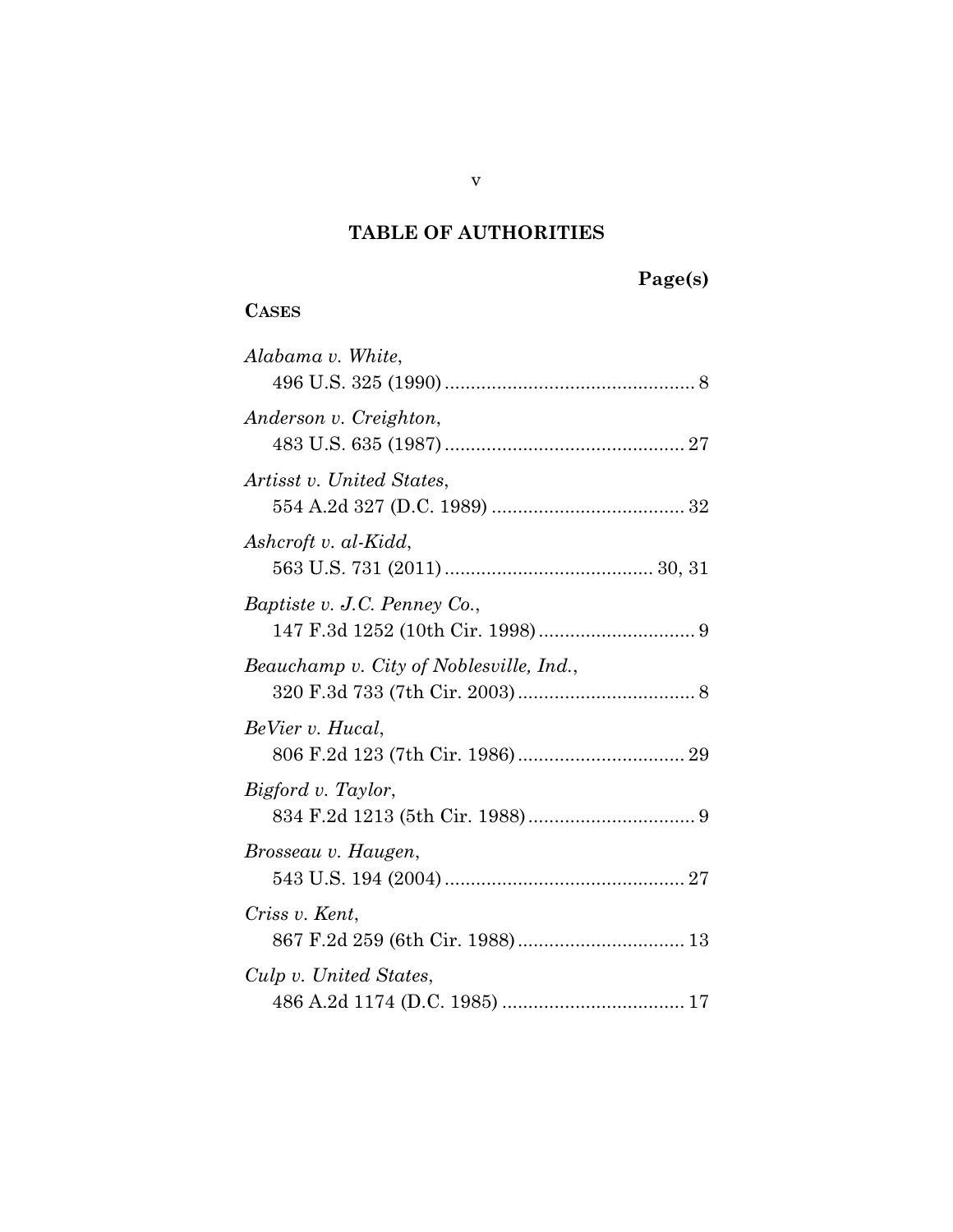## TABLE OF AUTHORITIES

**Page(s)**

**CASES**

*Alabama v. White*,
496 U.S. 325 (1990) ................................................ 8

*Anderson v. Creighton*,
483 U.S. 635 (1987) .............................................. 27

*Artisst v. United States*,
554 A.2d 327 (D.C. 1989) ..................................... 32

*Ashcroft v. al-Kidd*,
563 U.S. 731 (2011) ........................................ 30, 31

*Baptiste v. J.C. Penney Co.*,
147 F.3d 1252 (10th Cir. 1998) .............................. 9

*Beauchamp v. City of Noblesville, Ind.*,
320 F.3d 733 (7th Cir. 2003) .................................. 8

*BeVier v. Hucal*,
806 F.2d 123 (7th Cir. 1986) ................................ 29

*Bigford v. Taylor*,
834 F.2d 1213 (5th Cir. 1988) ................................ 9

*Brosseau v. Haugen*,
543 U.S. 194 (2004) .............................................. 27

*Criss v. Kent*,
867 F.2d 259 (6th Cir. 1988) ................................ 13

*Culp v. United States*,
486 A.2d 1174 (D.C. 1985) ................................... 17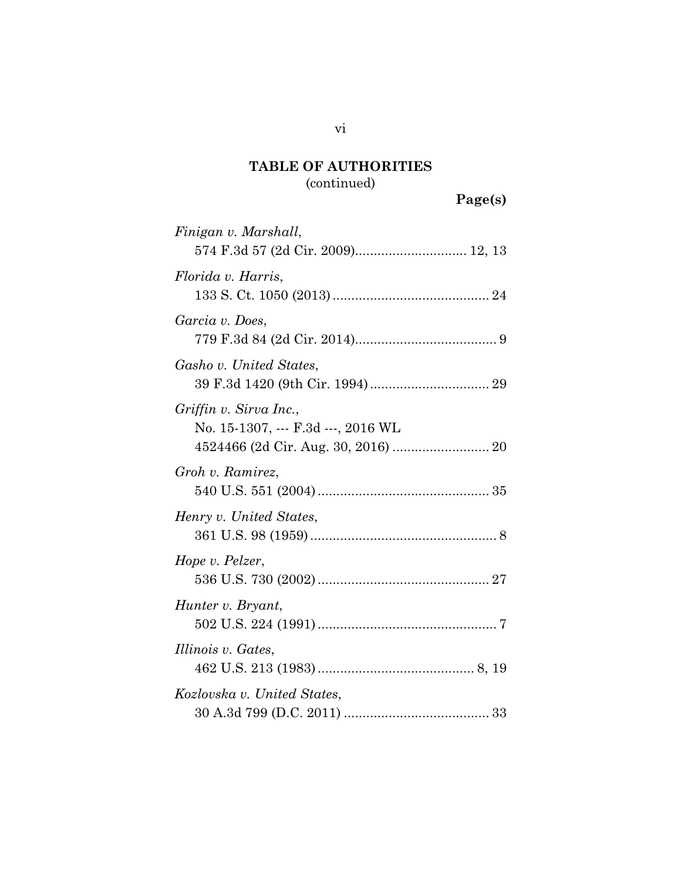**TABLE OF AUTHORITIES**
(continued)

**Page(s)**

*Finigan v. Marshall*,
574 F.3d 57 (2d Cir. 2009)............................. 12, 13

*Florida v. Harris*,
133 S. Ct. 1050 (2013).......................................... 24

*Garcia v. Does*,
779 F.3d 84 (2d Cir. 2014)...................................... 9

*Gasho v. United States*,
39 F.3d 1420 (9th Cir. 1994)................................ 29

*Griffin v. Sirva Inc.*,
No. 15-1307, --- F.3d ---, 2016 WL
4524466 (2d Cir. Aug. 30, 2016) .......................... 20

*Groh v. Ramirez*,
540 U.S. 551 (2004).............................................. 35

*Henry v. United States*,
361 U.S. 98 (1959).................................................. 8

*Hope v. Pelzer*,
536 U.S. 730 (2002).............................................. 27

*Hunter v. Bryant*,
502 U.S. 224 (1991)................................................ 7

*Illinois v. Gates*,
462 U.S. 213 (1983).......................................... 8, 19

*Kozlovska v. United States*,
30 A.3d 799 (D.C. 2011) ....................................... 33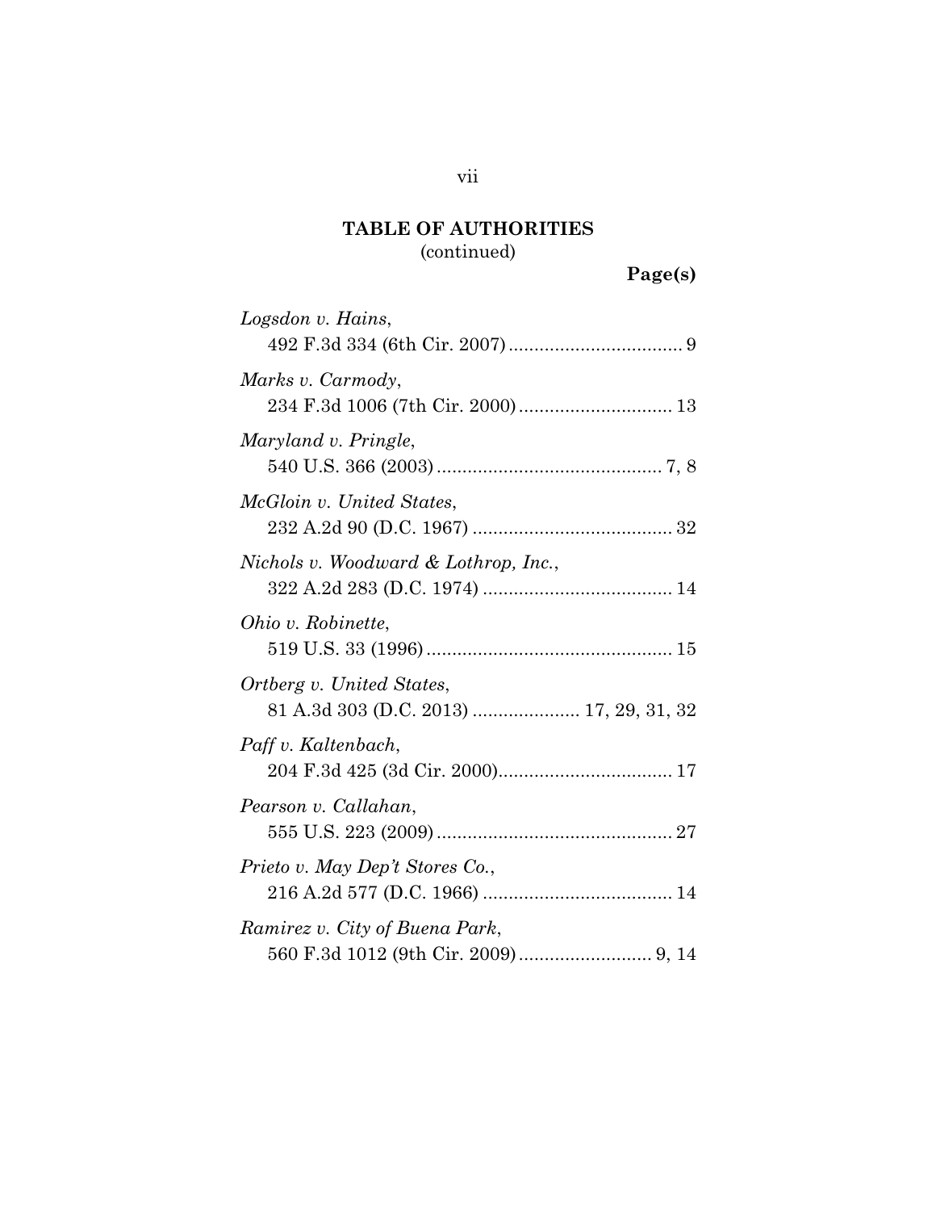**TABLE OF AUTHORITIES**
(continued)

**Page(s)**

*Logsdon v. Hains*,
492 F.3d 334 (6th Cir. 2007) .................................. 9

*Marks v. Carmody*,
234 F.3d 1006 (7th Cir. 2000) .............................. 13

*Maryland v. Pringle*,
540 U.S. 366 (2003) ............................................ 7, 8

*McGloin v. United States*,
232 A.2d 90 (D.C. 1967) ....................................... 32

*Nichols v. Woodward & Lothrop, Inc.*,
322 A.2d 283 (D.C. 1974) ..................................... 14

*Ohio v. Robinette*,
519 U.S. 33 (1996) ................................................ 15

*Ortberg v. United States*,
81 A.3d 303 (D.C. 2013) ..................... 17, 29, 31, 32

*Paff v. Kaltenbach*,
204 F.3d 425 (3d Cir. 2000).................................. 17

*Pearson v. Callahan*,
555 U.S. 223 (2009) .............................................. 27

*Prieto v. May Dep't Stores Co.*,
216 A.2d 577 (D.C. 1966) ..................................... 14

*Ramirez v. City of Buena Park*,
560 F.3d 1012 (9th Cir. 2009) .......................... 9, 14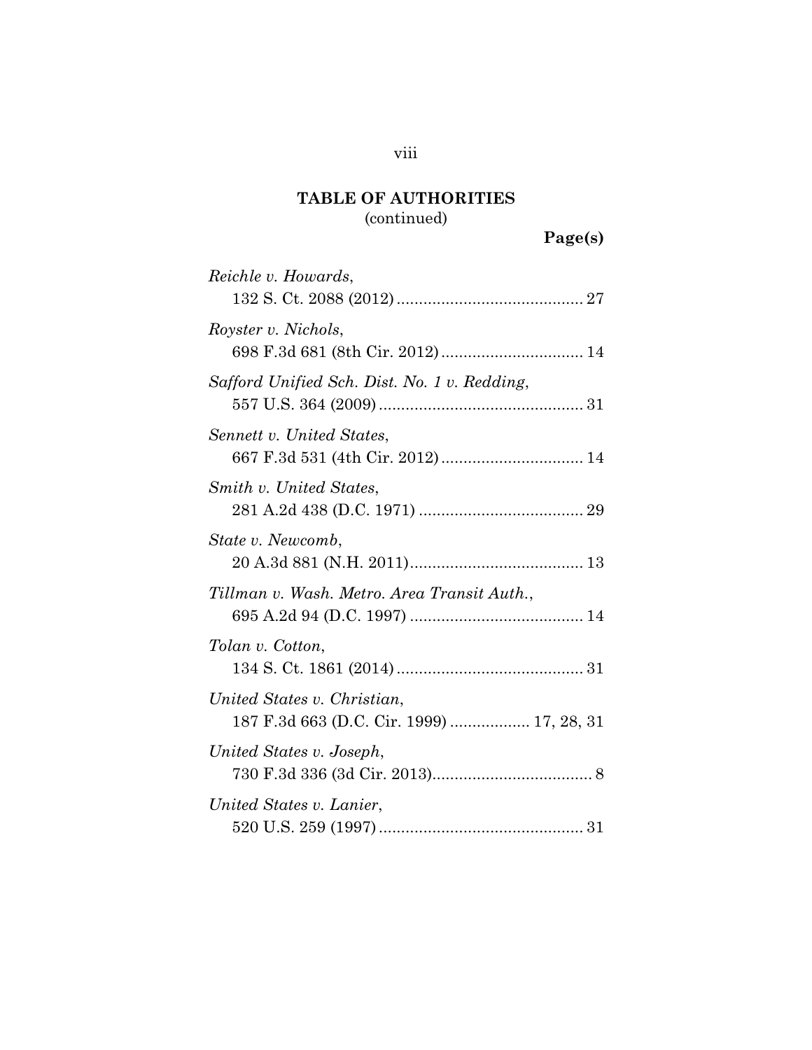**TABLE OF AUTHORITIES**
(continued)

**Page(s)**

*Reichle v. Howards*,
132 S. Ct. 2088 (2012) .......................................... 27

*Royster v. Nichols*,
698 F.3d 681 (8th Cir. 2012) ................................ 14

*Safford Unified Sch. Dist. No. 1 v. Redding*,
557 U.S. 364 (2009) .............................................. 31

*Sennett v. United States*,
667 F.3d 531 (4th Cir. 2012) ................................ 14

*Smith v. United States*,
281 A.2d 438 (D.C. 1971) ..................................... 29

*State v. Newcomb*,
20 A.3d 881 (N.H. 2011) ....................................... 13

*Tillman v. Wash. Metro. Area Transit Auth.*,
695 A.2d 94 (D.C. 1997) ....................................... 14

*Tolan v. Cotton*,
134 S. Ct. 1861 (2014) .......................................... 31

*United States v. Christian*,
187 F.3d 663 (D.C. Cir. 1999) .................. 17, 28, 31

*United States v. Joseph*,
730 F.3d 336 (3d Cir. 2013) .................................... 8

*United States v. Lanier*,
520 U.S. 259 (1997) .............................................. 31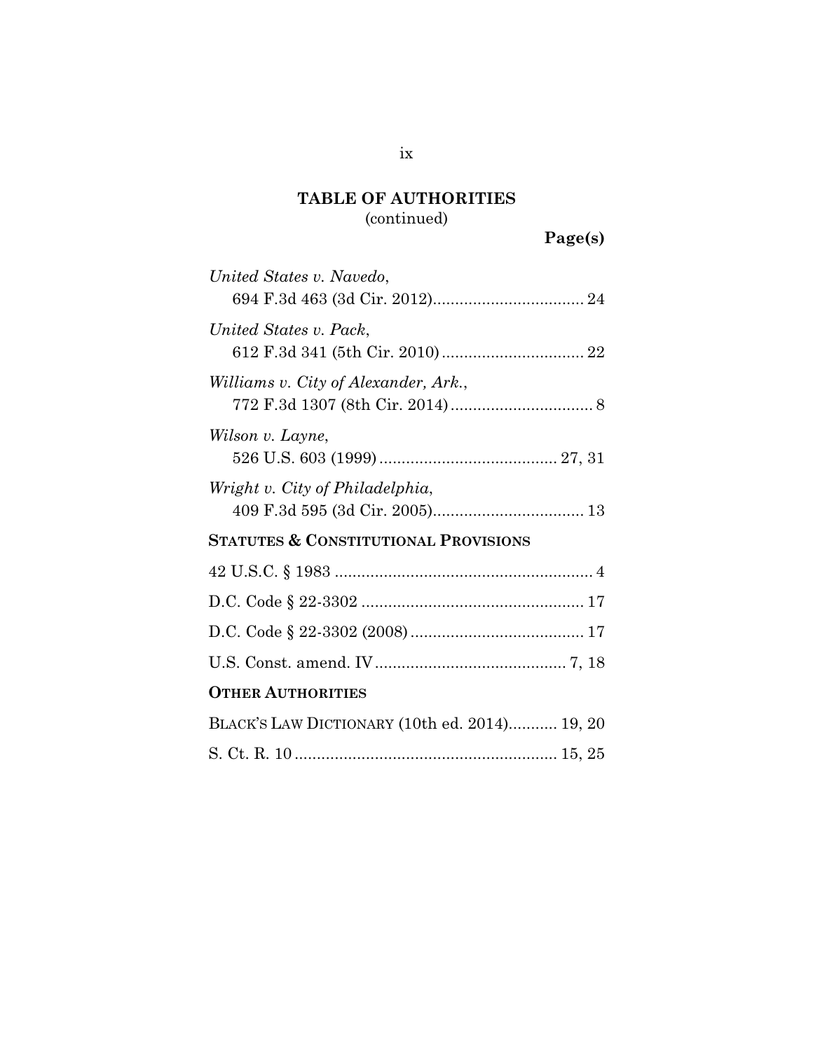**TABLE OF AUTHORITIES**
(continued)

**Page(s)**

*United States v. Navedo*,
694 F.3d 463 (3d Cir. 2012).................................. 24

*United States v. Pack*,
612 F.3d 341 (5th Cir. 2010)................................ 22

*Williams v. City of Alexander, Ark.*,
772 F.3d 1307 (8th Cir. 2014)................................ 8

*Wilson v. Layne*,
526 U.S. 603 (1999)........................................ 27, 31

*Wright v. City of Philadelphia*,
409 F.3d 595 (3d Cir. 2005).................................. 13

**STATUTES & CONSTITUTIONAL PROVISIONS**

42 U.S.C. § 1983 .......................................................... 4

D.C. Code § 22-3302 .................................................. 17

D.C. Code § 22-3302 (2008)....................................... 17

U.S. Const. amend. IV........................................... 7, 18

**OTHER AUTHORITIES**

BLACK'S LAW DICTIONARY (10th ed. 2014)........... 19, 20

S. Ct. R. 10........................................................... 15, 25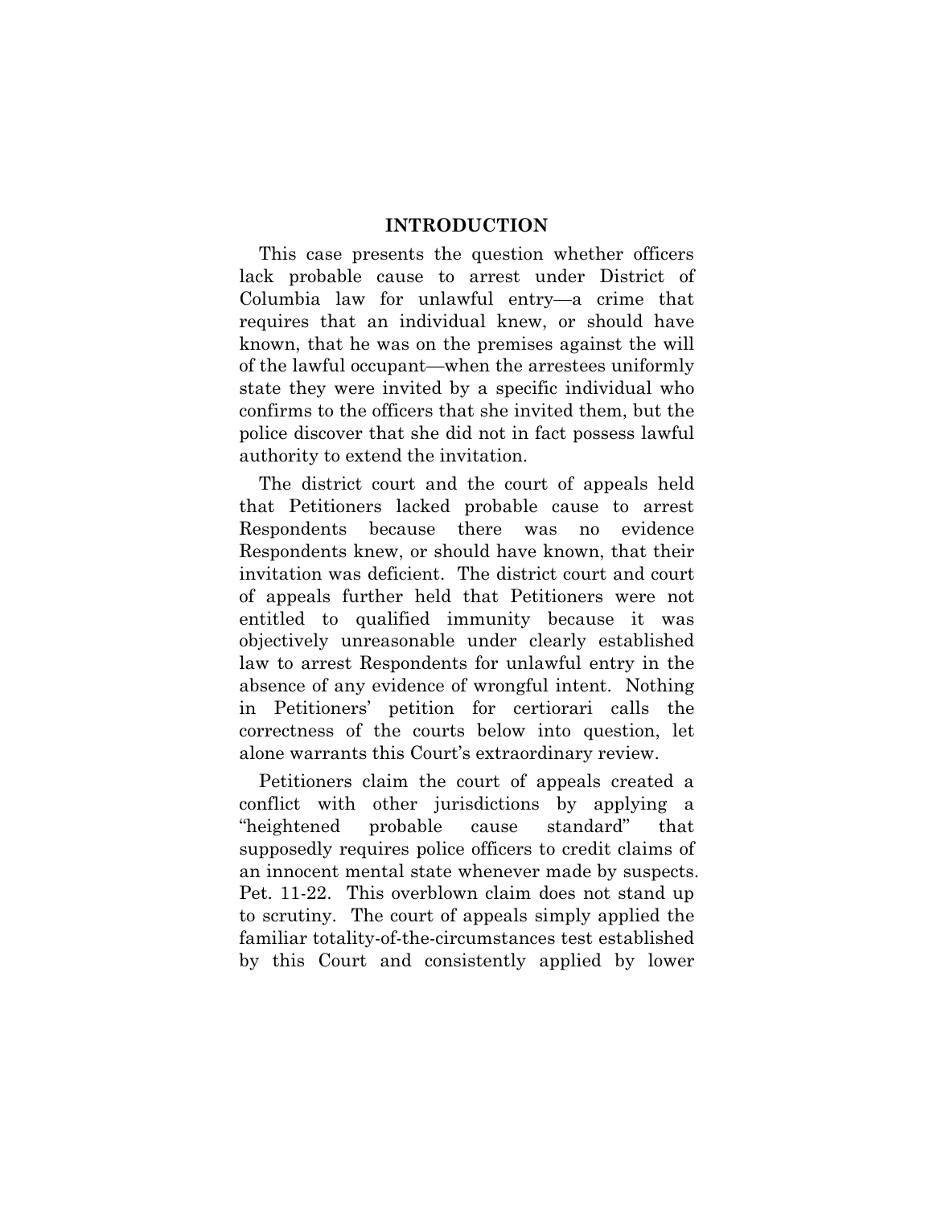## INTRODUCTION

This case presents the question whether officers lack probable cause to arrest under District of Columbia law for unlawful entry—a crime that requires that an individual knew, or should have known, that he was on the premises against the will of the lawful occupant—when the arrestees uniformly state they were invited by a specific individual who confirms to the officers that she invited them, but the police discover that she did not in fact possess lawful authority to extend the invitation.

The district court and the court of appeals held that Petitioners lacked probable cause to arrest Respondents because there was no evidence Respondents knew, or should have known, that their invitation was deficient. The district court and court of appeals further held that Petitioners were not entitled to qualified immunity because it was objectively unreasonable under clearly established law to arrest Respondents for unlawful entry in the absence of any evidence of wrongful intent. Nothing in Petitioners' petition for certiorari calls the correctness of the courts below into question, let alone warrants this Court's extraordinary review.

Petitioners claim the court of appeals created a conflict with other jurisdictions by applying a "heightened probable cause standard" that supposedly requires police officers to credit claims of an innocent mental state whenever made by suspects. Pet. 11-22. This overblown claim does not stand up to scrutiny. The court of appeals simply applied the familiar totality-of-the-circumstances test established by this Court and consistently applied by lower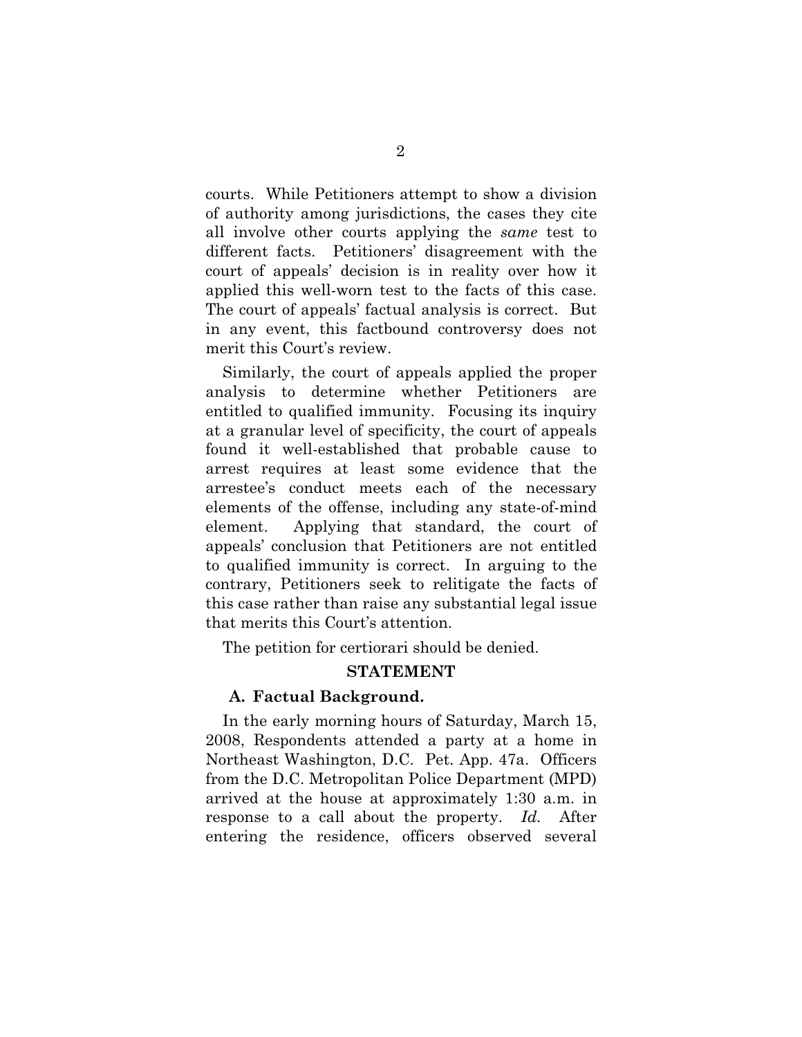courts. While Petitioners attempt to show a division of authority among jurisdictions, the cases they cite all involve other courts applying the *same* test to different facts. Petitioners' disagreement with the court of appeals' decision is in reality over how it applied this well-worn test to the facts of this case. The court of appeals' factual analysis is correct. But in any event, this factbound controversy does not merit this Court's review.

Similarly, the court of appeals applied the proper analysis to determine whether Petitioners are entitled to qualified immunity. Focusing its inquiry at a granular level of specificity, the court of appeals found it well-established that probable cause to arrest requires at least some evidence that the arrestee's conduct meets each of the necessary elements of the offense, including any state-of-mind element. Applying that standard, the court of appeals' conclusion that Petitioners are not entitled to qualified immunity is correct. In arguing to the contrary, Petitioners seek to relitigate the facts of this case rather than raise any substantial legal issue that merits this Court's attention.

The petition for certiorari should be denied.

## STATEMENT

### A. Factual Background.

In the early morning hours of Saturday, March 15, 2008, Respondents attended a party at a home in Northeast Washington, D.C. Pet. App. 47a. Officers from the D.C. Metropolitan Police Department (MPD) arrived at the house at approximately 1:30 a.m. in response to a call about the property. *Id.* After entering the residence, officers observed several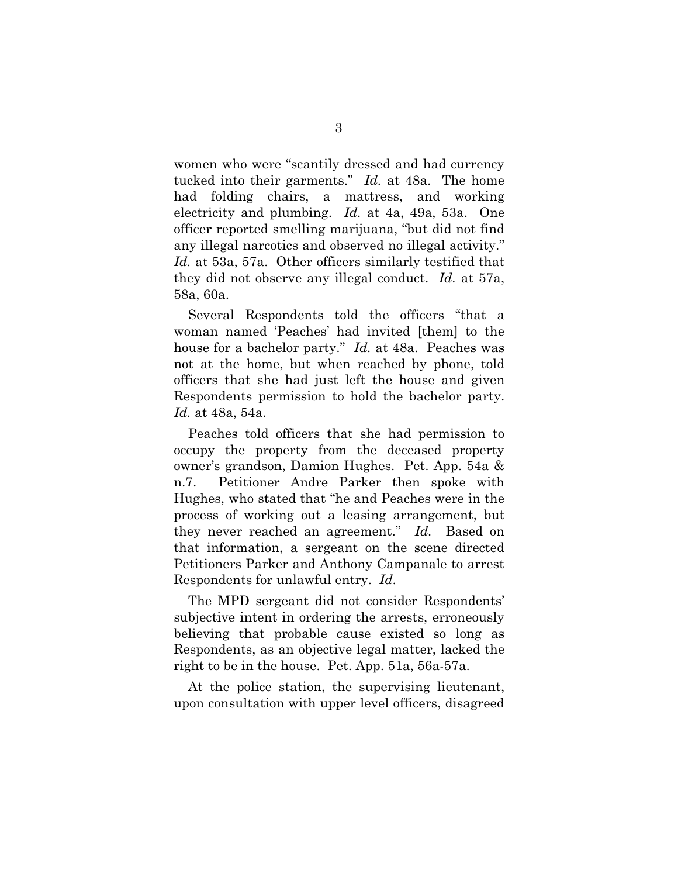women who were "scantily dressed and had currency tucked into their garments." *Id.* at 48a. The home had folding chairs, a mattress, and working electricity and plumbing. *Id.* at 4a, 49a, 53a. One officer reported smelling marijuana, "but did not find any illegal narcotics and observed no illegal activity." *Id.* at 53a, 57a. Other officers similarly testified that they did not observe any illegal conduct. *Id.* at 57a, 58a, 60a.

Several Respondents told the officers "that a woman named 'Peaches' had invited [them] to the house for a bachelor party." *Id.* at 48a. Peaches was not at the home, but when reached by phone, told officers that she had just left the house and given Respondents permission to hold the bachelor party. *Id.* at 48a, 54a.

Peaches told officers that she had permission to occupy the property from the deceased property owner's grandson, Damion Hughes. Pet. App. 54a & n.7. Petitioner Andre Parker then spoke with Hughes, who stated that "he and Peaches were in the process of working out a leasing arrangement, but they never reached an agreement." *Id.* Based on that information, a sergeant on the scene directed Petitioners Parker and Anthony Campanale to arrest Respondents for unlawful entry. *Id.*

The MPD sergeant did not consider Respondents' subjective intent in ordering the arrests, erroneously believing that probable cause existed so long as Respondents, as an objective legal matter, lacked the right to be in the house. Pet. App. 51a, 56a-57a.

At the police station, the supervising lieutenant, upon consultation with upper level officers, disagreed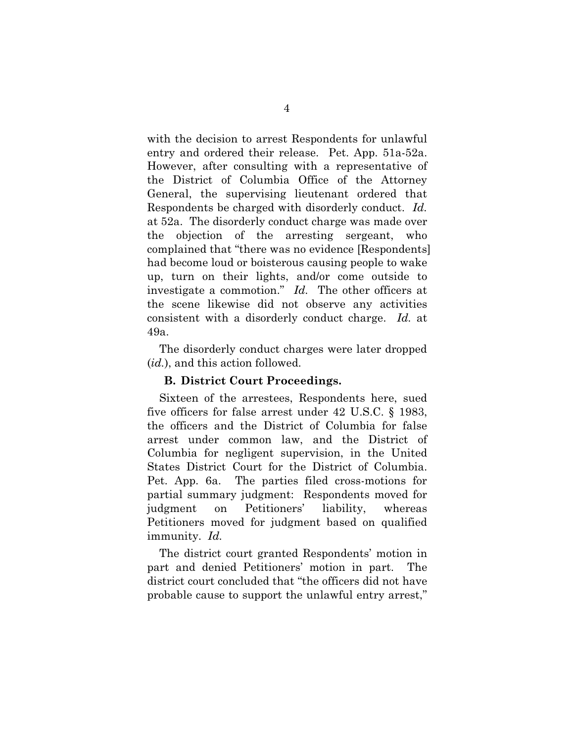with the decision to arrest Respondents for unlawful entry and ordered their release. Pet. App. 51a-52a. However, after consulting with a representative of the District of Columbia Office of the Attorney General, the supervising lieutenant ordered that Respondents be charged with disorderly conduct. *Id.* at 52a. The disorderly conduct charge was made over the objection of the arresting sergeant, who complained that "there was no evidence [Respondents] had become loud or boisterous causing people to wake up, turn on their lights, and/or come outside to investigate a commotion." *Id.* The other officers at the scene likewise did not observe any activities consistent with a disorderly conduct charge. *Id.* at 49a.

The disorderly conduct charges were later dropped (*id.*), and this action followed.

### B. District Court Proceedings.

Sixteen of the arrestees, Respondents here, sued five officers for false arrest under 42 U.S.C. § 1983, the officers and the District of Columbia for false arrest under common law, and the District of Columbia for negligent supervision, in the United States District Court for the District of Columbia. Pet. App. 6a. The parties filed cross-motions for partial summary judgment: Respondents moved for judgment on Petitioners' liability, whereas Petitioners moved for judgment based on qualified immunity. *Id.*

The district court granted Respondents' motion in part and denied Petitioners' motion in part. The district court concluded that "the officers did not have probable cause to support the unlawful entry arrest,"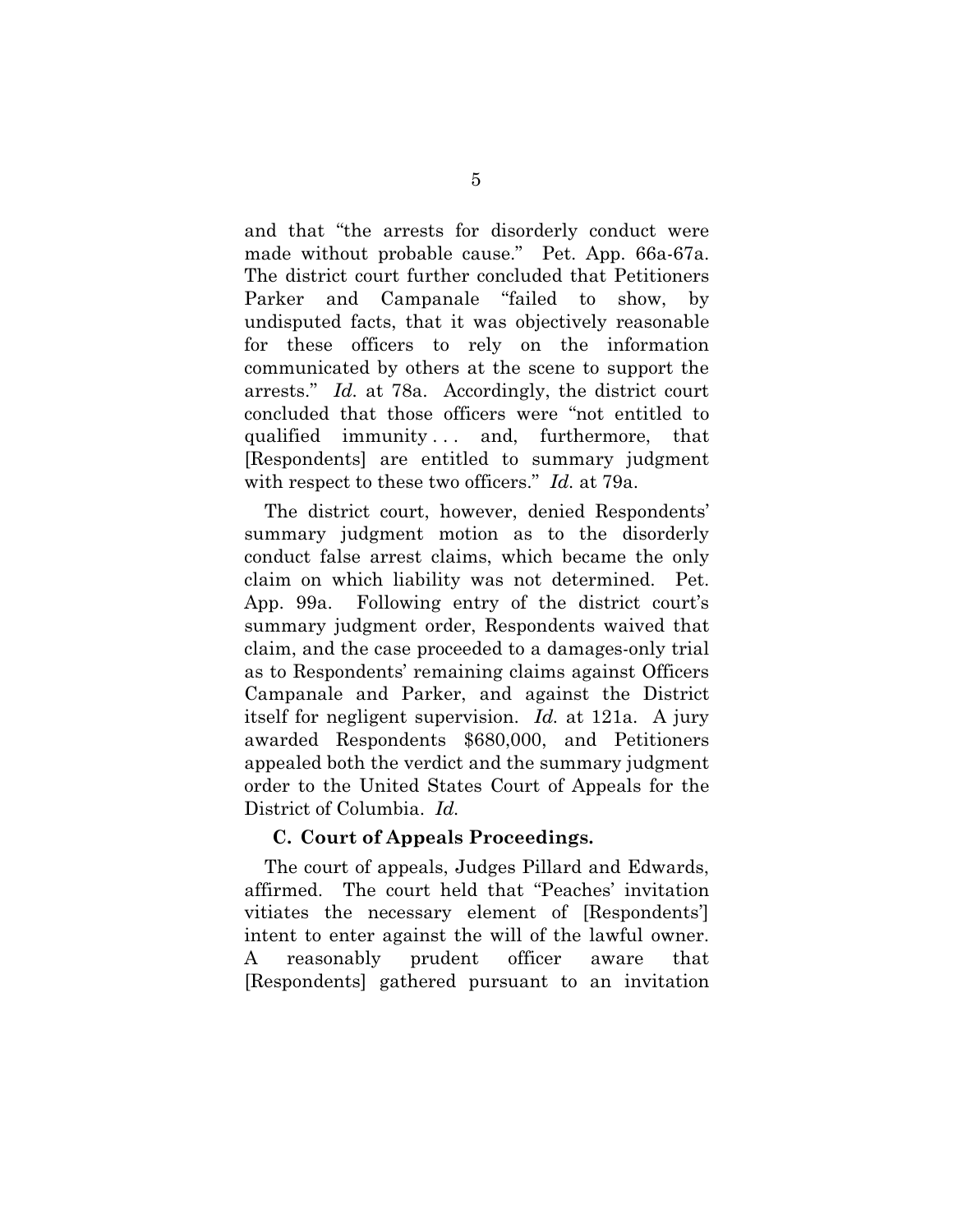and that "the arrests for disorderly conduct were made without probable cause." Pet. App. 66a-67a. The district court further concluded that Petitioners Parker and Campanale "failed to show, by undisputed facts, that it was objectively reasonable for these officers to rely on the information communicated by others at the scene to support the arrests." *Id.* at 78a. Accordingly, the district court concluded that those officers were "not entitled to qualified immunity . . . and, furthermore, that [Respondents] are entitled to summary judgment with respect to these two officers." *Id.* at 79a.

The district court, however, denied Respondents' summary judgment motion as to the disorderly conduct false arrest claims, which became the only claim on which liability was not determined. Pet. App. 99a. Following entry of the district court's summary judgment order, Respondents waived that claim, and the case proceeded to a damages-only trial as to Respondents' remaining claims against Officers Campanale and Parker, and against the District itself for negligent supervision. *Id.* at 121a. A jury awarded Respondents $680,000, and Petitioners appealed both the verdict and the summary judgment order to the United States Court of Appeals for the District of Columbia. *Id.*

### C. Court of Appeals Proceedings.

The court of appeals, Judges Pillard and Edwards, affirmed. The court held that "Peaches' invitation vitiates the necessary element of [Respondents'] intent to enter against the will of the lawful owner. A reasonably prudent officer aware that [Respondents] gathered pursuant to an invitation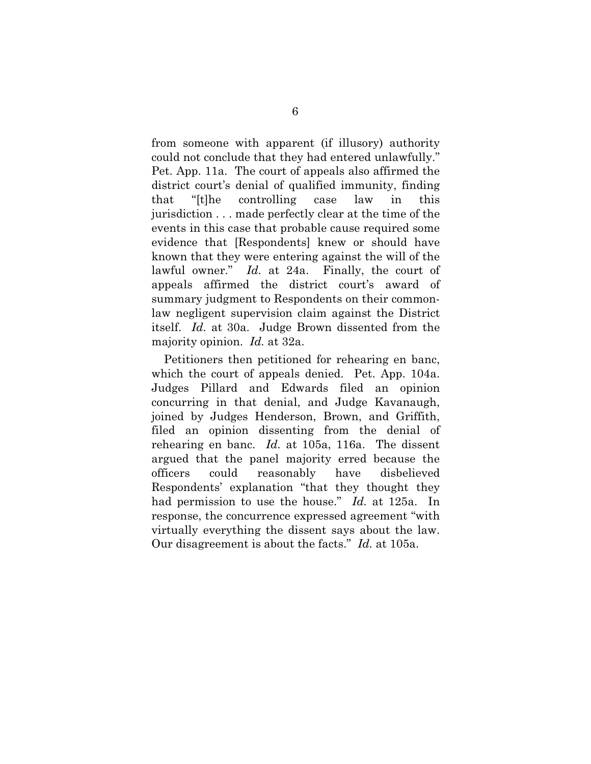from someone with apparent (if illusory) authority could not conclude that they had entered unlawfully." Pet. App. 11a. The court of appeals also affirmed the district court's denial of qualified immunity, finding that "[t]he controlling case law in this jurisdiction . . . made perfectly clear at the time of the events in this case that probable cause required some evidence that [Respondents] knew or should have known that they were entering against the will of the lawful owner." *Id.* at 24a. Finally, the court of appeals affirmed the district court's award of summary judgment to Respondents on their common-law negligent supervision claim against the District itself. *Id.* at 30a. Judge Brown dissented from the majority opinion. *Id.* at 32a.

Petitioners then petitioned for rehearing en banc, which the court of appeals denied. Pet. App. 104a. Judges Pillard and Edwards filed an opinion concurring in that denial, and Judge Kavanaugh, joined by Judges Henderson, Brown, and Griffith, filed an opinion dissenting from the denial of rehearing en banc. *Id.* at 105a, 116a. The dissent argued that the panel majority erred because the officers could reasonably have disbelieved Respondents' explanation "that they thought they had permission to use the house." *Id.* at 125a. In response, the concurrence expressed agreement "with virtually everything the dissent says about the law. Our disagreement is about the facts." *Id.* at 105a.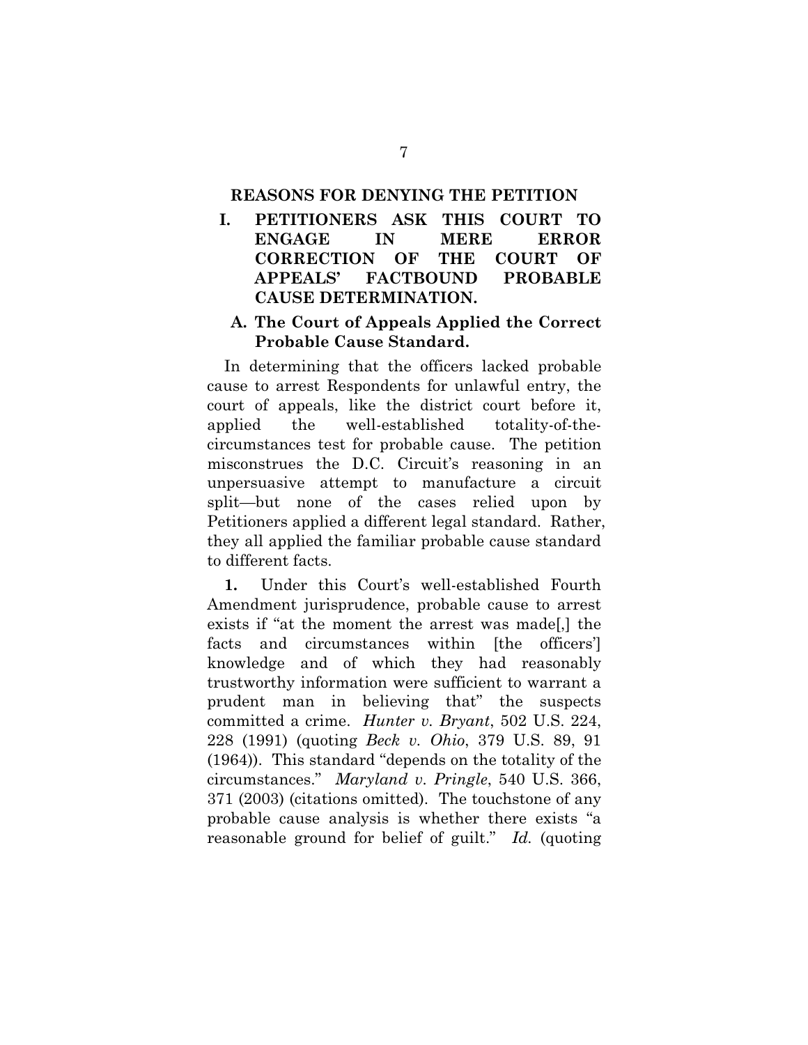## REASONS FOR DENYING THE PETITION

### I. PETITIONERS ASK THIS COURT TO ENGAGE IN MERE ERROR CORRECTION OF THE COURT OF APPEALS' FACTBOUND PROBABLE CAUSE DETERMINATION.

#### A. The Court of Appeals Applied the Correct Probable Cause Standard.

In determining that the officers lacked probable cause to arrest Respondents for unlawful entry, the court of appeals, like the district court before it, applied the well-established totality-of-the-circumstances test for probable cause. The petition misconstrues the D.C. Circuit's reasoning in an unpersuasive attempt to manufacture a circuit split—but none of the cases relied upon by Petitioners applied a different legal standard. Rather, they all applied the familiar probable cause standard to different facts.

**1.** Under this Court's well-established Fourth Amendment jurisprudence, probable cause to arrest exists if "at the moment the arrest was made[,] the facts and circumstances within [the officers'] knowledge and of which they had reasonably trustworthy information were sufficient to warrant a prudent man in believing that" the suspects committed a crime. *Hunter v. Bryant*, 502 U.S. 224, 228 (1991) (quoting *Beck v. Ohio*, 379 U.S. 89, 91 (1964)). This standard "depends on the totality of the circumstances." *Maryland v. Pringle*, 540 U.S. 366, 371 (2003) (citations omitted). The touchstone of any probable cause analysis is whether there exists "a reasonable ground for belief of guilt." *Id.* (quoting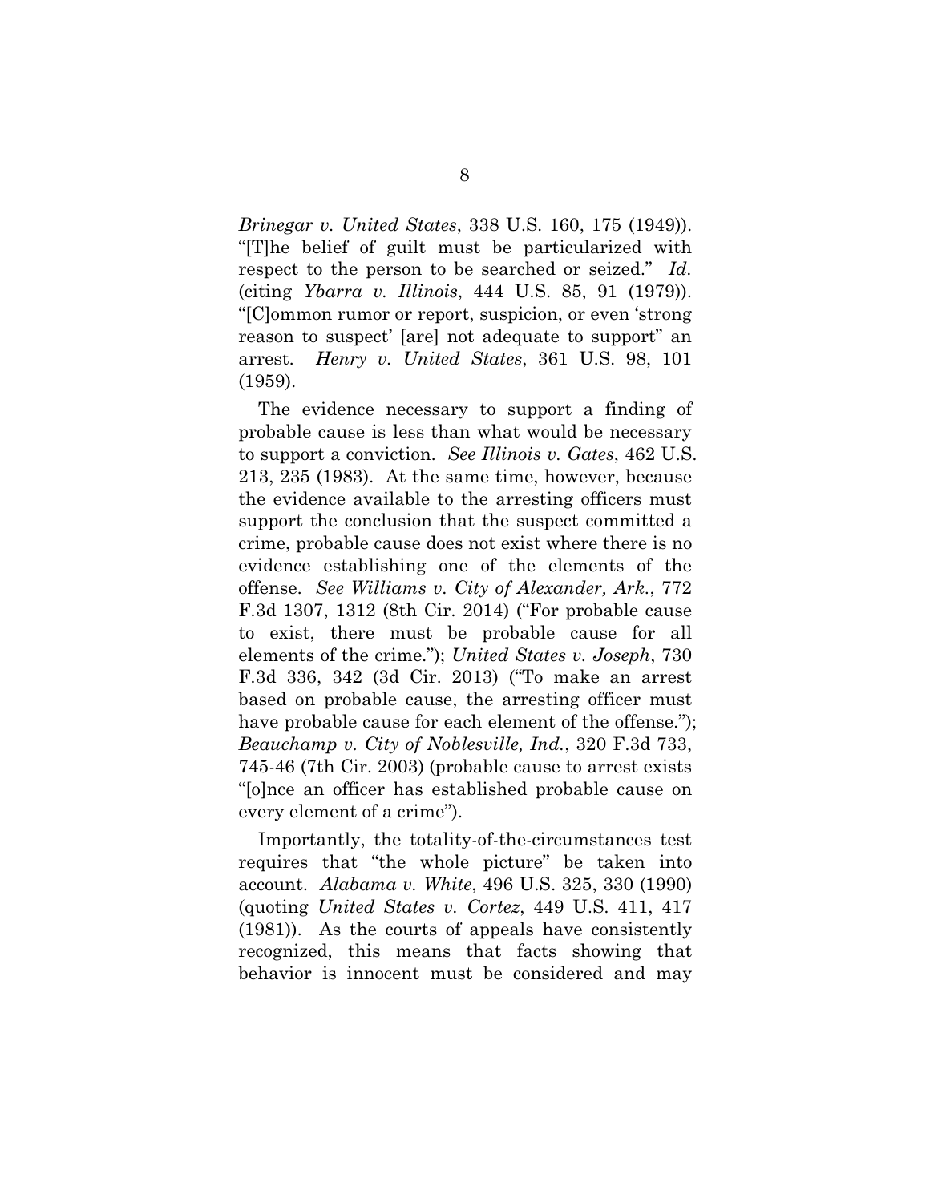*Brinegar v. United States*, 338 U.S. 160, 175 (1949)). "[T]he belief of guilt must be particularized with respect to the person to be searched or seized." *Id.* (citing *Ybarra v. Illinois*, 444 U.S. 85, 91 (1979)). "[C]ommon rumor or report, suspicion, or even 'strong reason to suspect' [are] not adequate to support" an arrest. *Henry v. United States*, 361 U.S. 98, 101 (1959).

The evidence necessary to support a finding of probable cause is less than what would be necessary to support a conviction. *See Illinois v. Gates*, 462 U.S. 213, 235 (1983). At the same time, however, because the evidence available to the arresting officers must support the conclusion that the suspect committed a crime, probable cause does not exist where there is no evidence establishing one of the elements of the offense. *See Williams v. City of Alexander, Ark.*, 772 F.3d 1307, 1312 (8th Cir. 2014) ("For probable cause to exist, there must be probable cause for all elements of the crime."); *United States v. Joseph*, 730 F.3d 336, 342 (3d Cir. 2013) ("To make an arrest based on probable cause, the arresting officer must have probable cause for each element of the offense."); *Beauchamp v. City of Noblesville, Ind.*, 320 F.3d 733, 745-46 (7th Cir. 2003) (probable cause to arrest exists "[o]nce an officer has established probable cause on every element of a crime").

Importantly, the totality-of-the-circumstances test requires that "the whole picture" be taken into account. *Alabama v. White*, 496 U.S. 325, 330 (1990) (quoting *United States v. Cortez*, 449 U.S. 411, 417 (1981)). As the courts of appeals have consistently recognized, this means that facts showing that behavior is innocent must be considered and may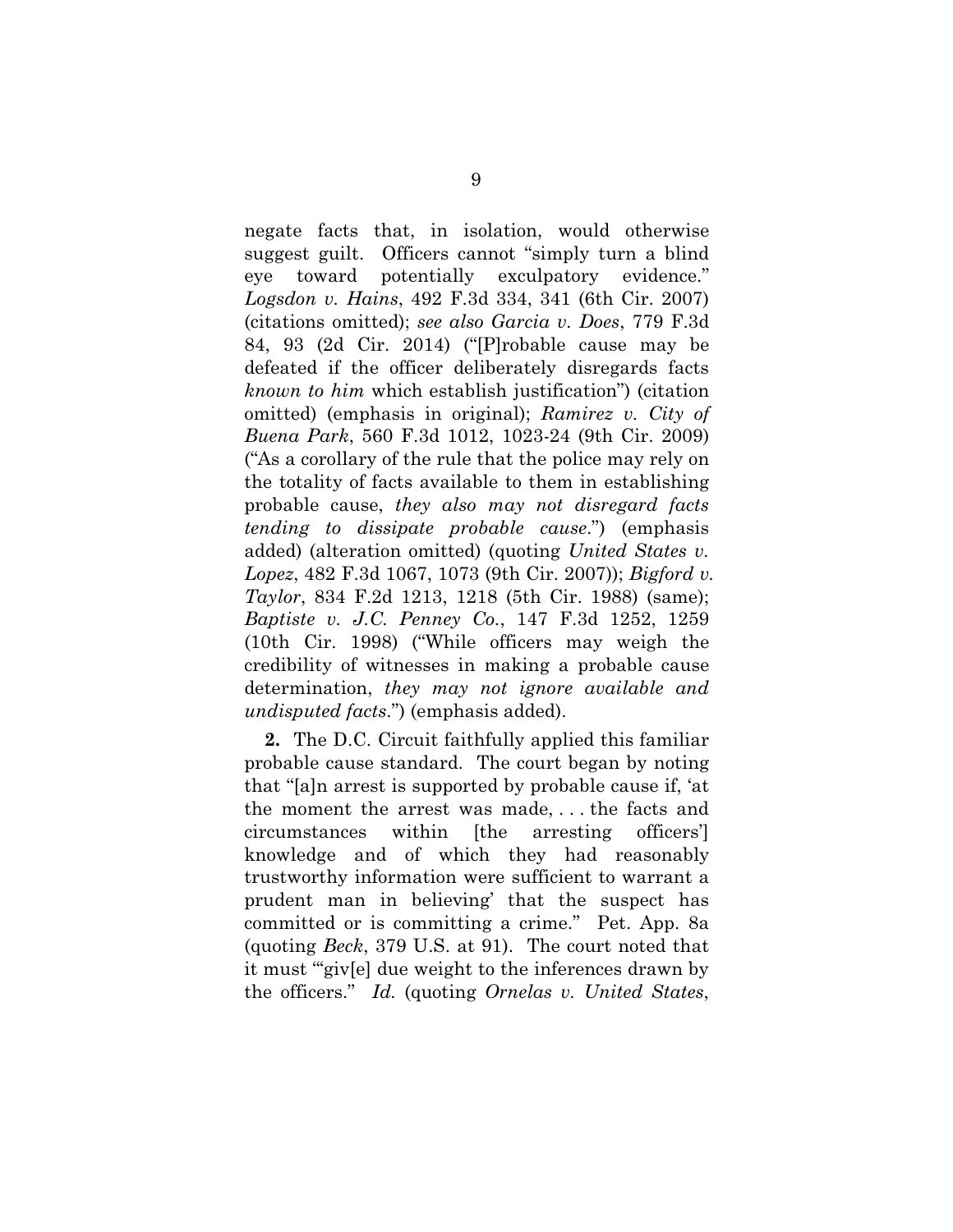negate facts that, in isolation, would otherwise suggest guilt. Officers cannot "simply turn a blind eye toward potentially exculpatory evidence." *Logsdon v. Hains*, 492 F.3d 334, 341 (6th Cir. 2007) (citations omitted); *see also Garcia v. Does*, 779 F.3d 84, 93 (2d Cir. 2014) ("[P]robable cause may be defeated if the officer deliberately disregards facts *known to him* which establish justification") (citation omitted) (emphasis in original); *Ramirez v. City of Buena Park*, 560 F.3d 1012, 1023-24 (9th Cir. 2009) ("As a corollary of the rule that the police may rely on the totality of facts available to them in establishing probable cause, *they also may not disregard facts tending to dissipate probable cause*.") (emphasis added) (alteration omitted) (quoting *United States v. Lopez*, 482 F.3d 1067, 1073 (9th Cir. 2007)); *Bigford v. Taylor*, 834 F.2d 1213, 1218 (5th Cir. 1988) (same); *Baptiste v. J.C. Penney Co.*, 147 F.3d 1252, 1259 (10th Cir. 1998) ("While officers may weigh the credibility of witnesses in making a probable cause determination, *they may not ignore available and undisputed facts*.") (emphasis added).

**2.** The D.C. Circuit faithfully applied this familiar probable cause standard. The court began by noting that "[a]n arrest is supported by probable cause if, 'at the moment the arrest was made, . . . the facts and circumstances within [the arresting officers'] knowledge and of which they had reasonably trustworthy information were sufficient to warrant a prudent man in believing' that the suspect has committed or is committing a crime." Pet. App. 8a (quoting *Beck*, 379 U.S. at 91). The court noted that it must "'giv[e] due weight to the inferences drawn by the officers." *Id.* (quoting *Ornelas v. United States*,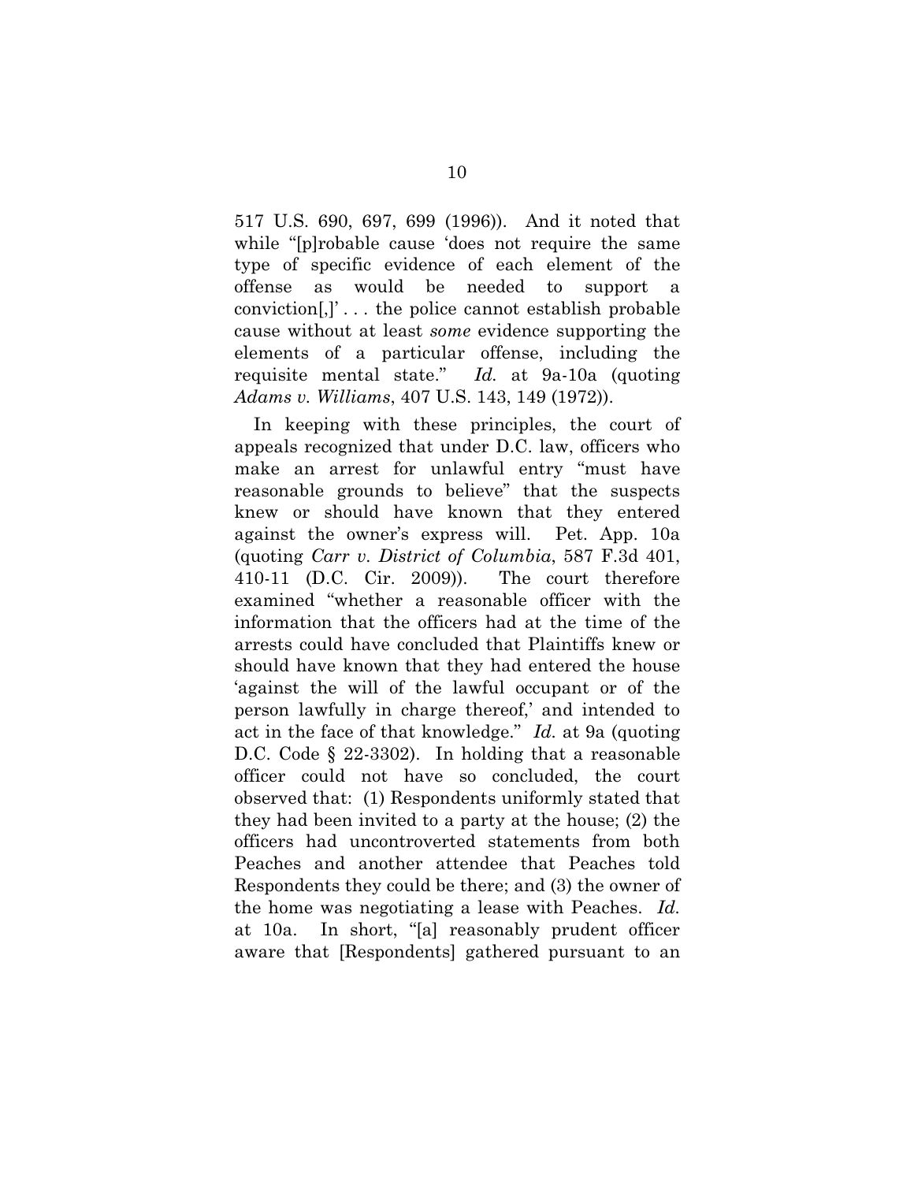517 U.S. 690, 697, 699 (1996)). And it noted that while "[p]robable cause 'does not require the same type of specific evidence of each element of the offense as would be needed to support a conviction[,]' . . . the police cannot establish probable cause without at least *some* evidence supporting the elements of a particular offense, including the requisite mental state." *Id.* at 9a-10a (quoting *Adams v. Williams*, 407 U.S. 143, 149 (1972)).

In keeping with these principles, the court of appeals recognized that under D.C. law, officers who make an arrest for unlawful entry "must have reasonable grounds to believe" that the suspects knew or should have known that they entered against the owner's express will. Pet. App. 10a (quoting *Carr v. District of Columbia*, 587 F.3d 401, 410-11 (D.C. Cir. 2009)). The court therefore examined "whether a reasonable officer with the information that the officers had at the time of the arrests could have concluded that Plaintiffs knew or should have known that they had entered the house 'against the will of the lawful occupant or of the person lawfully in charge thereof,' and intended to act in the face of that knowledge." *Id.* at 9a (quoting D.C. Code § 22-3302). In holding that a reasonable officer could not have so concluded, the court observed that: (1) Respondents uniformly stated that they had been invited to a party at the house; (2) the officers had uncontroverted statements from both Peaches and another attendee that Peaches told Respondents they could be there; and (3) the owner of the home was negotiating a lease with Peaches. *Id.* at 10a. In short, "[a] reasonably prudent officer aware that [Respondents] gathered pursuant to an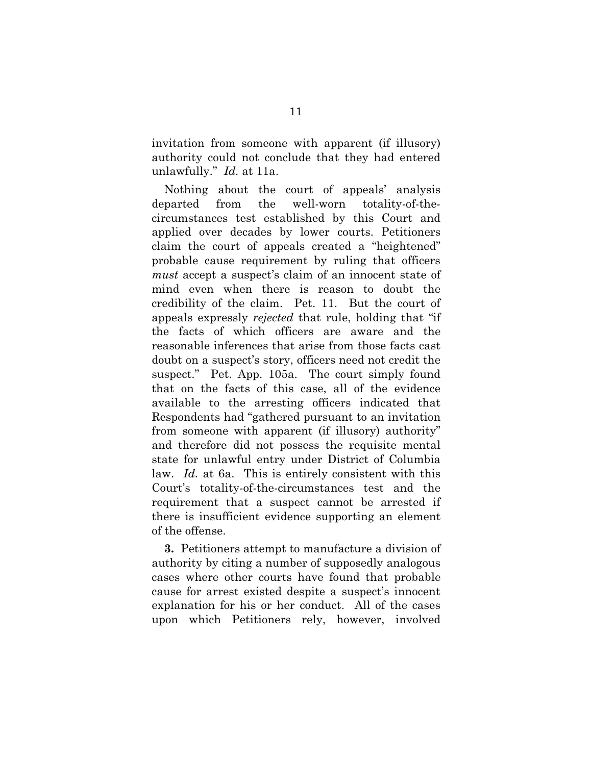invitation from someone with apparent (if illusory) authority could not conclude that they had entered unlawfully." *Id.* at 11a.

Nothing about the court of appeals' analysis departed from the well-worn totality-of-the-circumstances test established by this Court and applied over decades by lower courts. Petitioners claim the court of appeals created a "heightened" probable cause requirement by ruling that officers *must* accept a suspect's claim of an innocent state of mind even when there is reason to doubt the credibility of the claim. Pet. 11. But the court of appeals expressly *rejected* that rule, holding that "if the facts of which officers are aware and the reasonable inferences that arise from those facts cast doubt on a suspect's story, officers need not credit the suspect." Pet. App. 105a. The court simply found that on the facts of this case, all of the evidence available to the arresting officers indicated that Respondents had "gathered pursuant to an invitation from someone with apparent (if illusory) authority" and therefore did not possess the requisite mental state for unlawful entry under District of Columbia law. *Id.* at 6a. This is entirely consistent with this Court's totality-of-the-circumstances test and the requirement that a suspect cannot be arrested if there is insufficient evidence supporting an element of the offense.

**3.** Petitioners attempt to manufacture a division of authority by citing a number of supposedly analogous cases where other courts have found that probable cause for arrest existed despite a suspect's innocent explanation for his or her conduct. All of the cases upon which Petitioners rely, however, involved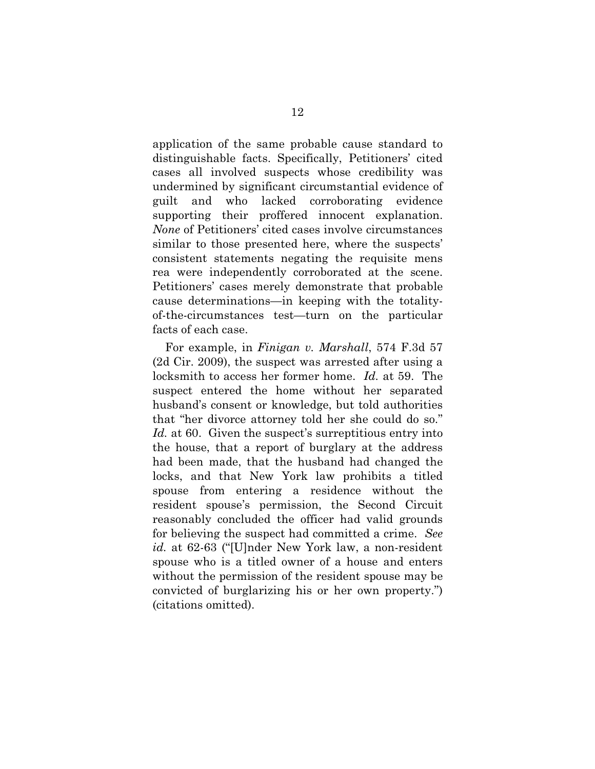application of the same probable cause standard to distinguishable facts. Specifically, Petitioners' cited cases all involved suspects whose credibility was undermined by significant circumstantial evidence of guilt and who lacked corroborating evidence supporting their proffered innocent explanation. *None* of Petitioners' cited cases involve circumstances similar to those presented here, where the suspects' consistent statements negating the requisite mens rea were independently corroborated at the scene. Petitioners' cases merely demonstrate that probable cause determinations—in keeping with the totality-of-the-circumstances test—turn on the particular facts of each case.

For example, in *Finigan v. Marshall*, 574 F.3d 57 (2d Cir. 2009), the suspect was arrested after using a locksmith to access her former home. *Id.* at 59. The suspect entered the home without her separated husband's consent or knowledge, but told authorities that "her divorce attorney told her she could do so." *Id.* at 60. Given the suspect's surreptitious entry into the house, that a report of burglary at the address had been made, that the husband had changed the locks, and that New York law prohibits a titled spouse from entering a residence without the resident spouse's permission, the Second Circuit reasonably concluded the officer had valid grounds for believing the suspect had committed a crime. *See id.* at 62-63 ("[U]nder New York law, a non-resident spouse who is a titled owner of a house and enters without the permission of the resident spouse may be convicted of burglarizing his or her own property.") (citations omitted).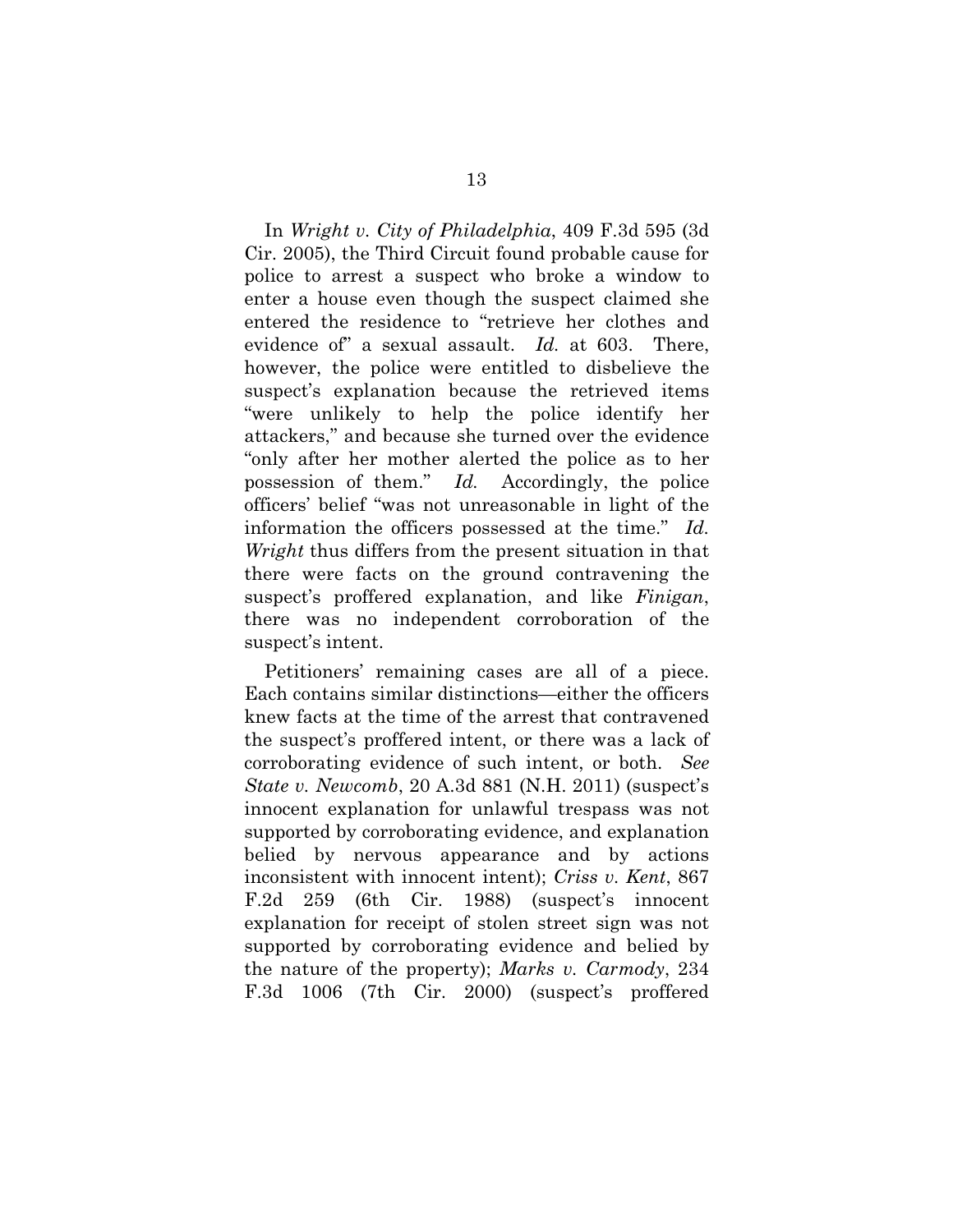In *Wright v. City of Philadelphia*, 409 F.3d 595 (3d Cir. 2005), the Third Circuit found probable cause for police to arrest a suspect who broke a window to enter a house even though the suspect claimed she entered the residence to "retrieve her clothes and evidence of" a sexual assault. *Id.* at 603. There, however, the police were entitled to disbelieve the suspect's explanation because the retrieved items "were unlikely to help the police identify her attackers," and because she turned over the evidence "only after her mother alerted the police as to her possession of them." *Id.* Accordingly, the police officers' belief "was not unreasonable in light of the information the officers possessed at the time." *Id.* *Wright* thus differs from the present situation in that there were facts on the ground contravening the suspect's proffered explanation, and like *Finigan*, there was no independent corroboration of the suspect's intent.

Petitioners' remaining cases are all of a piece. Each contains similar distinctions—either the officers knew facts at the time of the arrest that contravened the suspect's proffered intent, or there was a lack of corroborating evidence of such intent, or both. *See State v. Newcomb*, 20 A.3d 881 (N.H. 2011) (suspect's innocent explanation for unlawful trespass was not supported by corroborating evidence, and explanation belied by nervous appearance and by actions inconsistent with innocent intent); *Criss v. Kent*, 867 F.2d 259 (6th Cir. 1988) (suspect's innocent explanation for receipt of stolen street sign was not supported by corroborating evidence and belied by the nature of the property); *Marks v. Carmody*, 234 F.3d 1006 (7th Cir. 2000) (suspect's proffered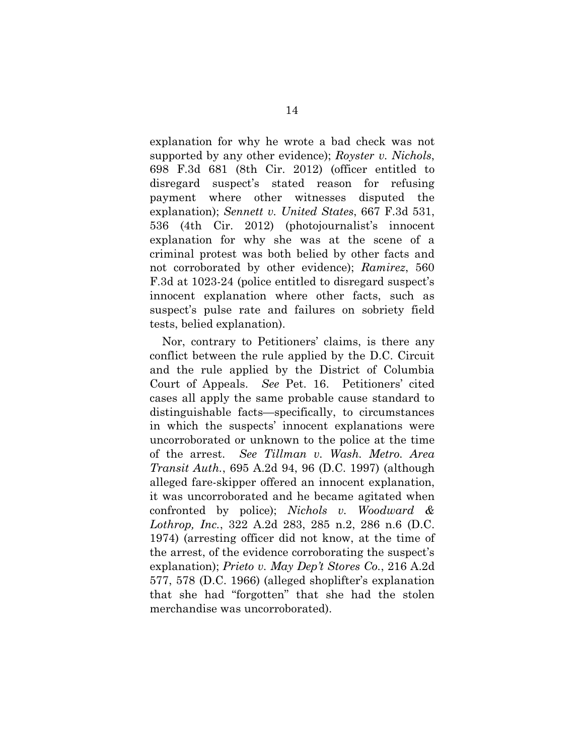explanation for why he wrote a bad check was not supported by any other evidence); *Royster v. Nichols*, 698 F.3d 681 (8th Cir. 2012) (officer entitled to disregard suspect's stated reason for refusing payment where other witnesses disputed the explanation); *Sennett v. United States*, 667 F.3d 531, 536 (4th Cir. 2012) (photojournalist's innocent explanation for why she was at the scene of a criminal protest was both belied by other facts and not corroborated by other evidence); *Ramirez*, 560 F.3d at 1023-24 (police entitled to disregard suspect's innocent explanation where other facts, such as suspect's pulse rate and failures on sobriety field tests, belied explanation).

Nor, contrary to Petitioners' claims, is there any conflict between the rule applied by the D.C. Circuit and the rule applied by the District of Columbia Court of Appeals. *See* Pet. 16. Petitioners' cited cases all apply the same probable cause standard to distinguishable facts—specifically, to circumstances in which the suspects' innocent explanations were uncorroborated or unknown to the police at the time of the arrest. *See Tillman v. Wash. Metro. Area Transit Auth.*, 695 A.2d 94, 96 (D.C. 1997) (although alleged fare-skipper offered an innocent explanation, it was uncorroborated and he became agitated when confronted by police); *Nichols v. Woodward & Lothrop, Inc.*, 322 A.2d 283, 285 n.2, 286 n.6 (D.C. 1974) (arresting officer did not know, at the time of the arrest, of the evidence corroborating the suspect's explanation); *Prieto v. May Dep't Stores Co.*, 216 A.2d 577, 578 (D.C. 1966) (alleged shoplifter's explanation that she had "forgotten" that she had the stolen merchandise was uncorroborated).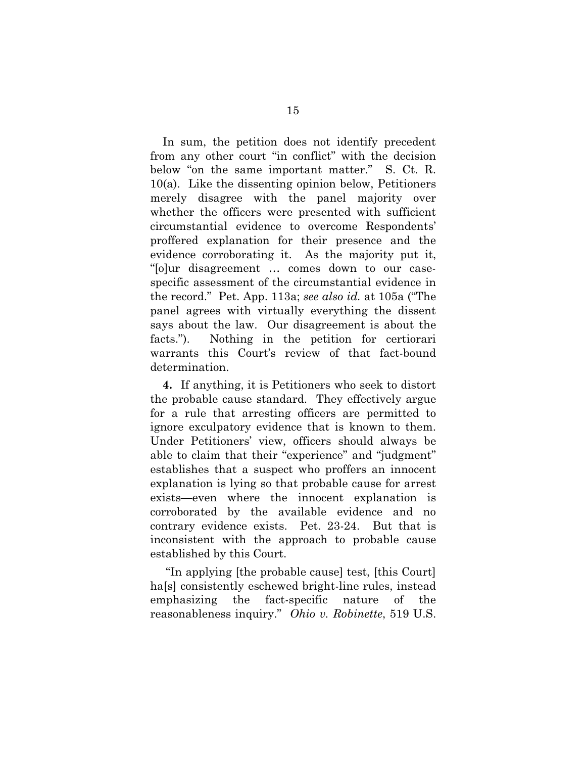In sum, the petition does not identify precedent from any other court "in conflict" with the decision below "on the same important matter." S. Ct. R. 10(a). Like the dissenting opinion below, Petitioners merely disagree with the panel majority over whether the officers were presented with sufficient circumstantial evidence to overcome Respondents' proffered explanation for their presence and the evidence corroborating it. As the majority put it, "[o]ur disagreement … comes down to our case-specific assessment of the circumstantial evidence in the record." Pet. App. 113a; *see also id.* at 105a ("The panel agrees with virtually everything the dissent says about the law. Our disagreement is about the facts."). Nothing in the petition for certiorari warrants this Court's review of that fact-bound determination.

**4.** If anything, it is Petitioners who seek to distort the probable cause standard. They effectively argue for a rule that arresting officers are permitted to ignore exculpatory evidence that is known to them. Under Petitioners' view, officers should always be able to claim that their "experience" and "judgment" establishes that a suspect who proffers an innocent explanation is lying so that probable cause for arrest exists—even where the innocent explanation is corroborated by the available evidence and no contrary evidence exists. Pet. 23-24. But that is inconsistent with the approach to probable cause established by this Court.

"In applying [the probable cause] test, [this Court] ha[s] consistently eschewed bright-line rules, instead emphasizing the fact-specific nature of the reasonableness inquiry." *Ohio v. Robinette*, 519 U.S.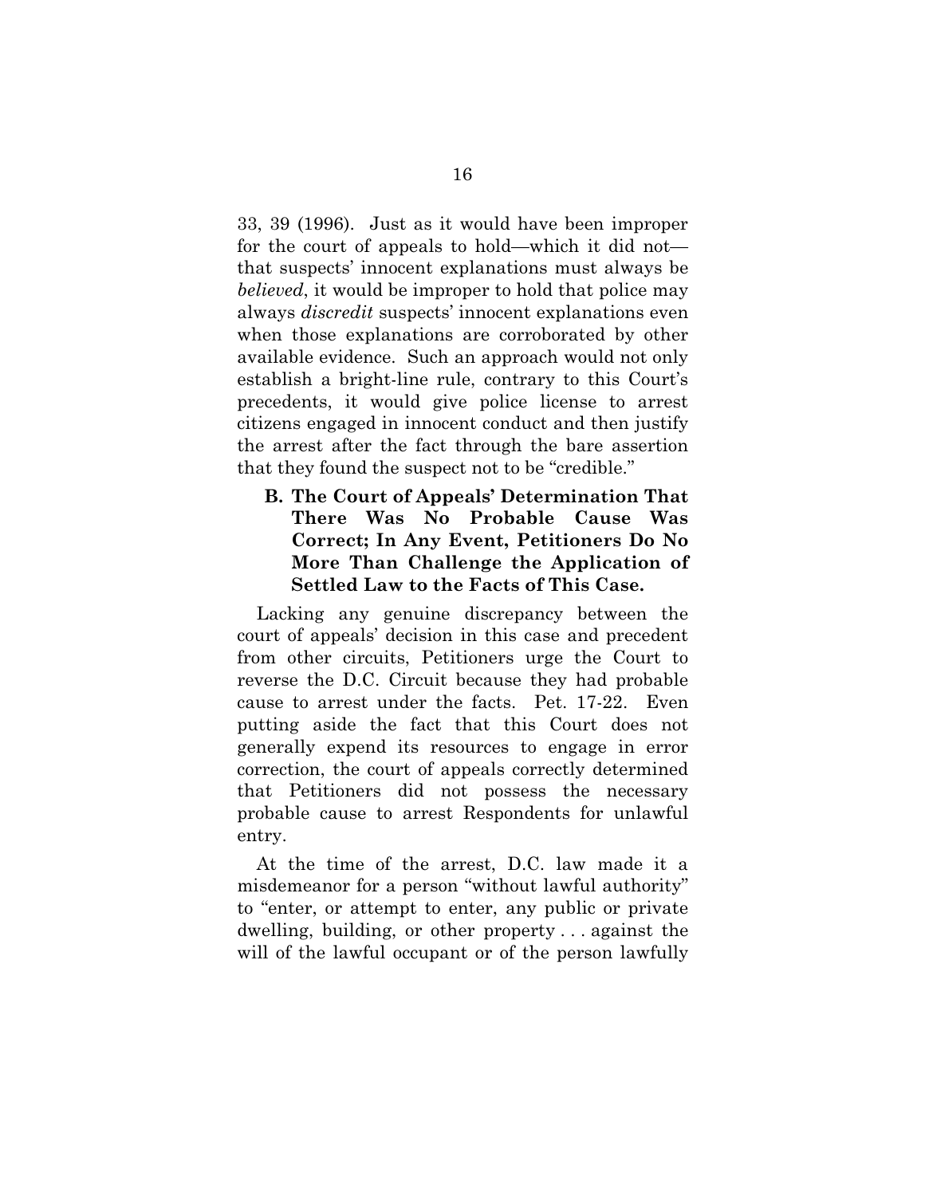33, 39 (1996). Just as it would have been improper for the court of appeals to hold—which it did not—that suspects' innocent explanations must always be *believed*, it would be improper to hold that police may always *discredit* suspects' innocent explanations even when those explanations are corroborated by other available evidence. Such an approach would not only establish a bright-line rule, contrary to this Court's precedents, it would give police license to arrest citizens engaged in innocent conduct and then justify the arrest after the fact through the bare assertion that they found the suspect not to be "credible."

### B. The Court of Appeals' Determination That There Was No Probable Cause Was Correct; In Any Event, Petitioners Do No More Than Challenge the Application of Settled Law to the Facts of This Case.

Lacking any genuine discrepancy between the court of appeals' decision in this case and precedent from other circuits, Petitioners urge the Court to reverse the D.C. Circuit because they had probable cause to arrest under the facts. Pet. 17-22. Even putting aside the fact that this Court does not generally expend its resources to engage in error correction, the court of appeals correctly determined that Petitioners did not possess the necessary probable cause to arrest Respondents for unlawful entry.

At the time of the arrest, D.C. law made it a misdemeanor for a person "without lawful authority" to "enter, or attempt to enter, any public or private dwelling, building, or other property . . . against the will of the lawful occupant or of the person lawfully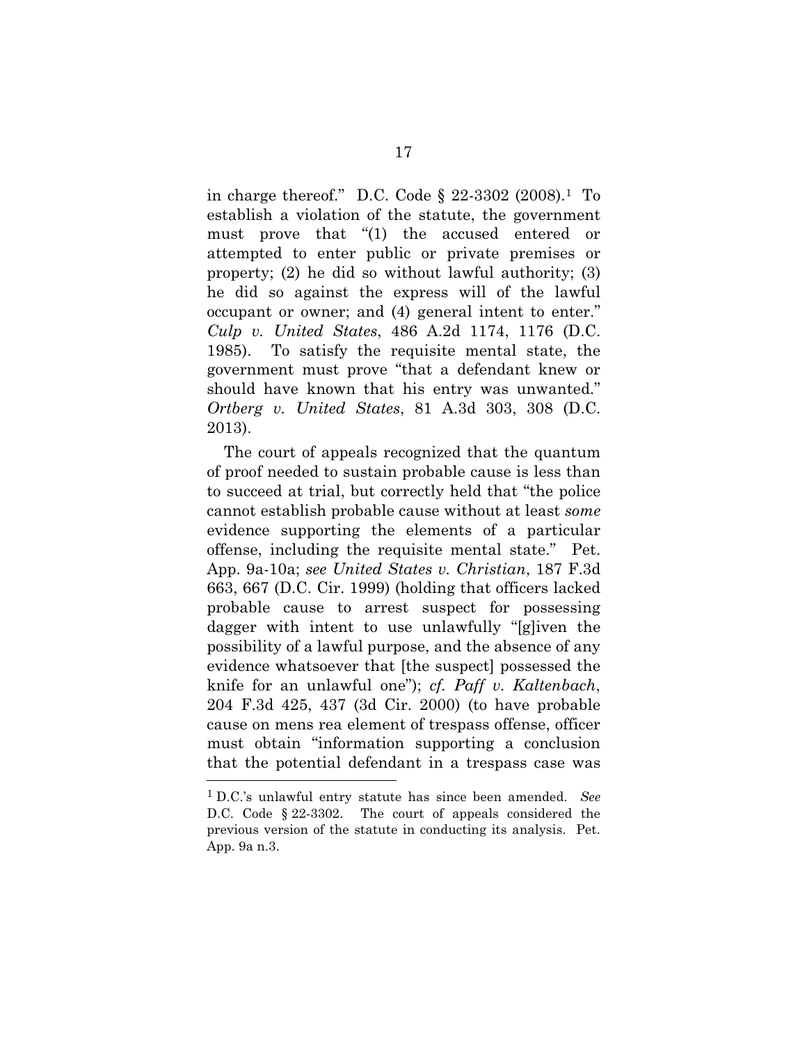in charge thereof." D.C. Code § 22-3302 (2008).[1] To establish a violation of the statute, the government must prove that "(1) the accused entered or attempted to enter public or private premises or property; (2) he did so without lawful authority; (3) he did so against the express will of the lawful occupant or owner; and (4) general intent to enter." *Culp v. United States*, 486 A.2d 1174, 1176 (D.C. 1985). To satisfy the requisite mental state, the government must prove "that a defendant knew or should have known that his entry was unwanted." *Ortberg v. United States*, 81 A.3d 303, 308 (D.C. 2013).

The court of appeals recognized that the quantum of proof needed to sustain probable cause is less than to succeed at trial, but correctly held that "the police cannot establish probable cause without at least *some* evidence supporting the elements of a particular offense, including the requisite mental state." Pet. App. 9a-10a; *see United States v. Christian*, 187 F.3d 663, 667 (D.C. Cir. 1999) (holding that officers lacked probable cause to arrest suspect for possessing dagger with intent to use unlawfully "[g]iven the possibility of a lawful purpose, and the absence of any evidence whatsoever that [the suspect] possessed the knife for an unlawful one"); *cf. Paff v. Kaltenbach*, 204 F.3d 425, 437 (3d Cir. 2000) (to have probable cause on mens rea element of trespass offense, officer must obtain "information supporting a conclusion that the potential defendant in a trespass case was

---

[1] D.C.'s unlawful entry statute has since been amended. *See* D.C. Code § 22-3302. The court of appeals considered the previous version of the statute in conducting its analysis. Pet. App. 9a n.3.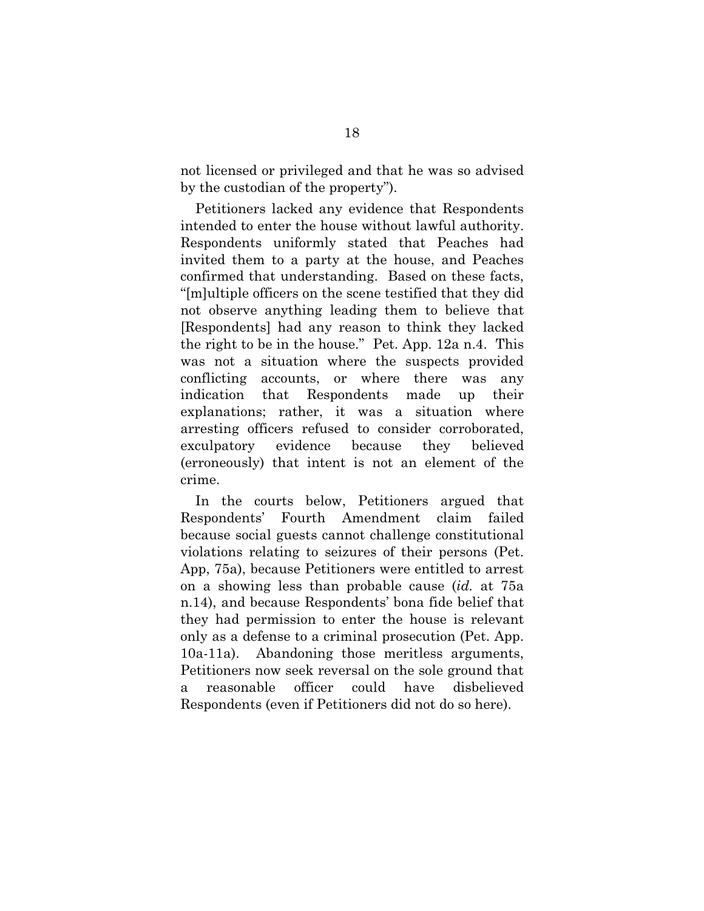not licensed or privileged and that he was so advised by the custodian of the property").

Petitioners lacked any evidence that Respondents intended to enter the house without lawful authority. Respondents uniformly stated that Peaches had invited them to a party at the house, and Peaches confirmed that understanding. Based on these facts, "[m]ultiple officers on the scene testified that they did not observe anything leading them to believe that [Respondents] had any reason to think they lacked the right to be in the house." Pet. App. 12a n.4. This was not a situation where the suspects provided conflicting accounts, or where there was any indication that Respondents made up their explanations; rather, it was a situation where arresting officers refused to consider corroborated, exculpatory evidence because they believed (erroneously) that intent is not an element of the crime.

In the courts below, Petitioners argued that Respondents' Fourth Amendment claim failed because social guests cannot challenge constitutional violations relating to seizures of their persons (Pet. App, 75a), because Petitioners were entitled to arrest on a showing less than probable cause (*id.* at 75a n.14), and because Respondents' bona fide belief that they had permission to enter the house is relevant only as a defense to a criminal prosecution (Pet. App. 10a-11a). Abandoning those meritless arguments, Petitioners now seek reversal on the sole ground that a reasonable officer could have disbelieved Respondents (even if Petitioners did not do so here).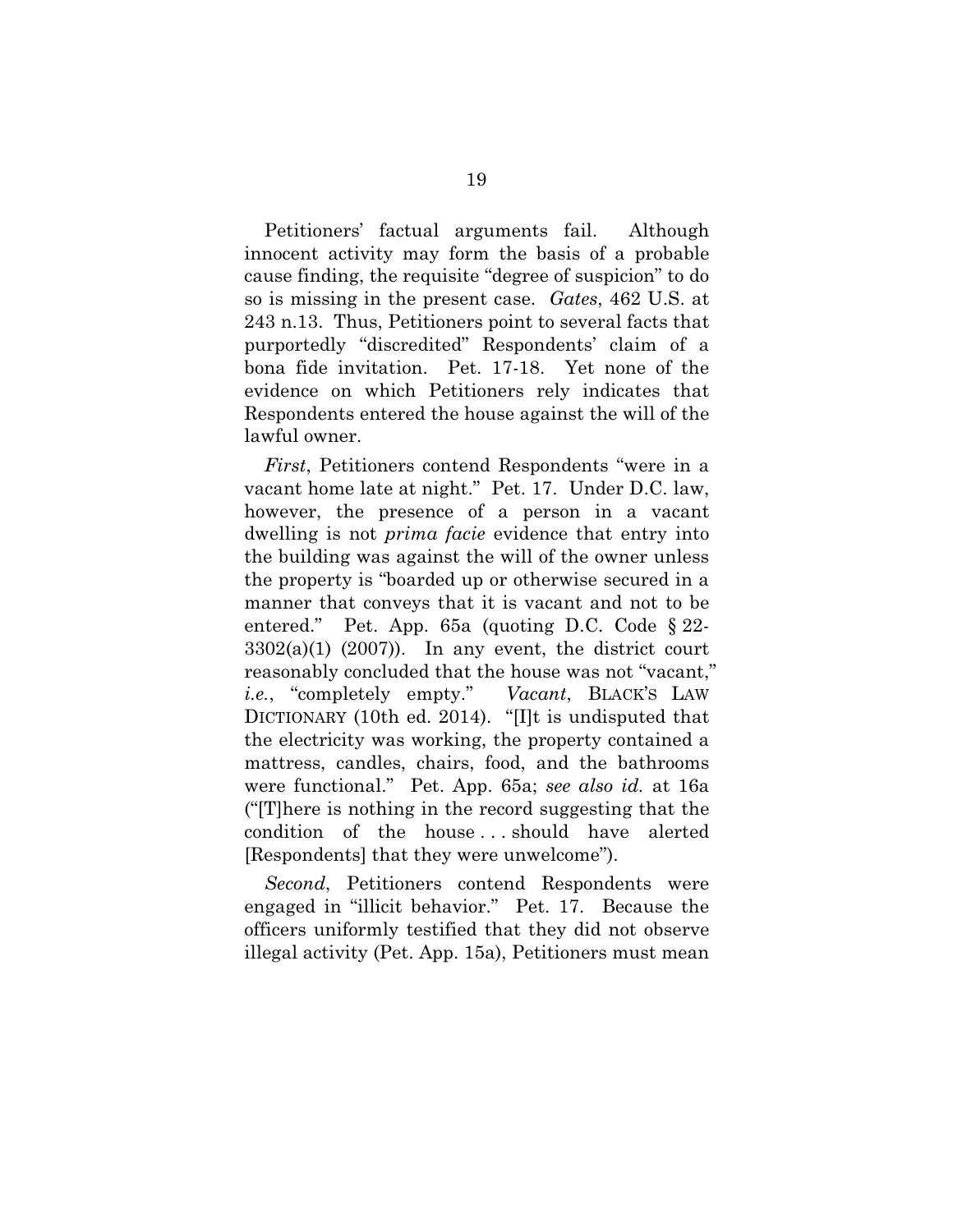Petitioners' factual arguments fail. Although innocent activity may form the basis of a probable cause finding, the requisite "degree of suspicion" to do so is missing in the present case. *Gates*, 462 U.S. at 243 n.13. Thus, Petitioners point to several facts that purportedly "discredited" Respondents' claim of a bona fide invitation. Pet. 17-18. Yet none of the evidence on which Petitioners rely indicates that Respondents entered the house against the will of the lawful owner.

*First*, Petitioners contend Respondents "were in a vacant home late at night." Pet. 17. Under D.C. law, however, the presence of a person in a vacant dwelling is not *prima facie* evidence that entry into the building was against the will of the owner unless the property is "boarded up or otherwise secured in a manner that conveys that it is vacant and not to be entered." Pet. App. 65a (quoting D.C. Code § 22-3302(a)(1) (2007)). In any event, the district court reasonably concluded that the house was not "vacant," *i.e.*, "completely empty." *Vacant*, BLACK'S LAW DICTIONARY (10th ed. 2014). "[I]t is undisputed that the electricity was working, the property contained a mattress, candles, chairs, food, and the bathrooms were functional." Pet. App. 65a; *see also id.* at 16a ("[T]here is nothing in the record suggesting that the condition of the house . . . should have alerted [Respondents] that they were unwelcome").

*Second*, Petitioners contend Respondents were engaged in "illicit behavior." Pet. 17. Because the officers uniformly testified that they did not observe illegal activity (Pet. App. 15a), Petitioners must mean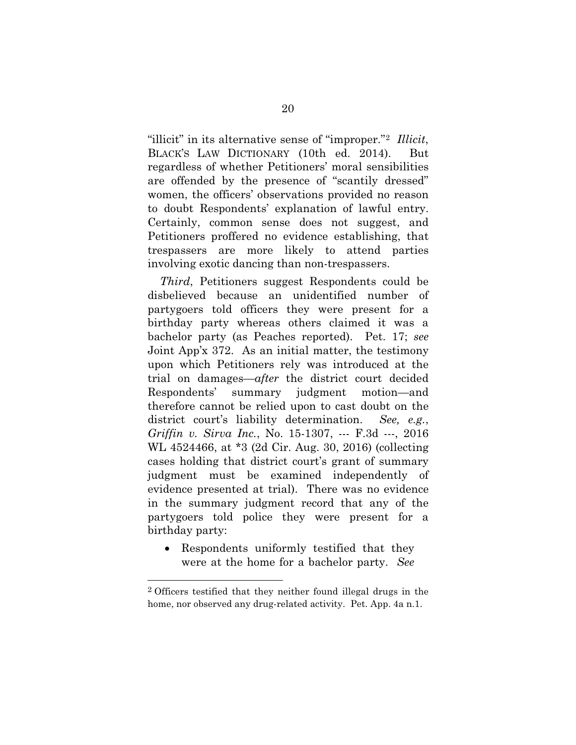"illicit" in its alternative sense of "improper."[2] *Illicit*, BLACK'S LAW DICTIONARY (10th ed. 2014). But regardless of whether Petitioners' moral sensibilities are offended by the presence of "scantily dressed" women, the officers' observations provided no reason to doubt Respondents' explanation of lawful entry. Certainly, common sense does not suggest, and Petitioners proffered no evidence establishing, that trespassers are more likely to attend parties involving exotic dancing than non-trespassers.

*Third*, Petitioners suggest Respondents could be disbelieved because an unidentified number of partygoers told officers they were present for a birthday party whereas others claimed it was a bachelor party (as Peaches reported). Pet. 17; *see* Joint App'x 372. As an initial matter, the testimony upon which Petitioners rely was introduced at the trial on damages—*after* the district court decided Respondents' summary judgment motion—and therefore cannot be relied upon to cast doubt on the district court's liability determination. *See, e.g.*, *Griffin v. Sirva Inc.*, No. 15-1307, --- F.3d ---, 2016 WL 4524466, at *3 (2d Cir. Aug. 30, 2016) (collecting cases holding that district court's grant of summary judgment must be examined independently of evidence presented at trial). There was no evidence in the summary judgment record that any of the partygoers told police they were present for a birthday party:

- Respondents uniformly testified that they were at the home for a bachelor party. *See*

[2] Officers testified that they neither found illegal drugs in the home, nor observed any drug-related activity. Pet. App. 4a n.1.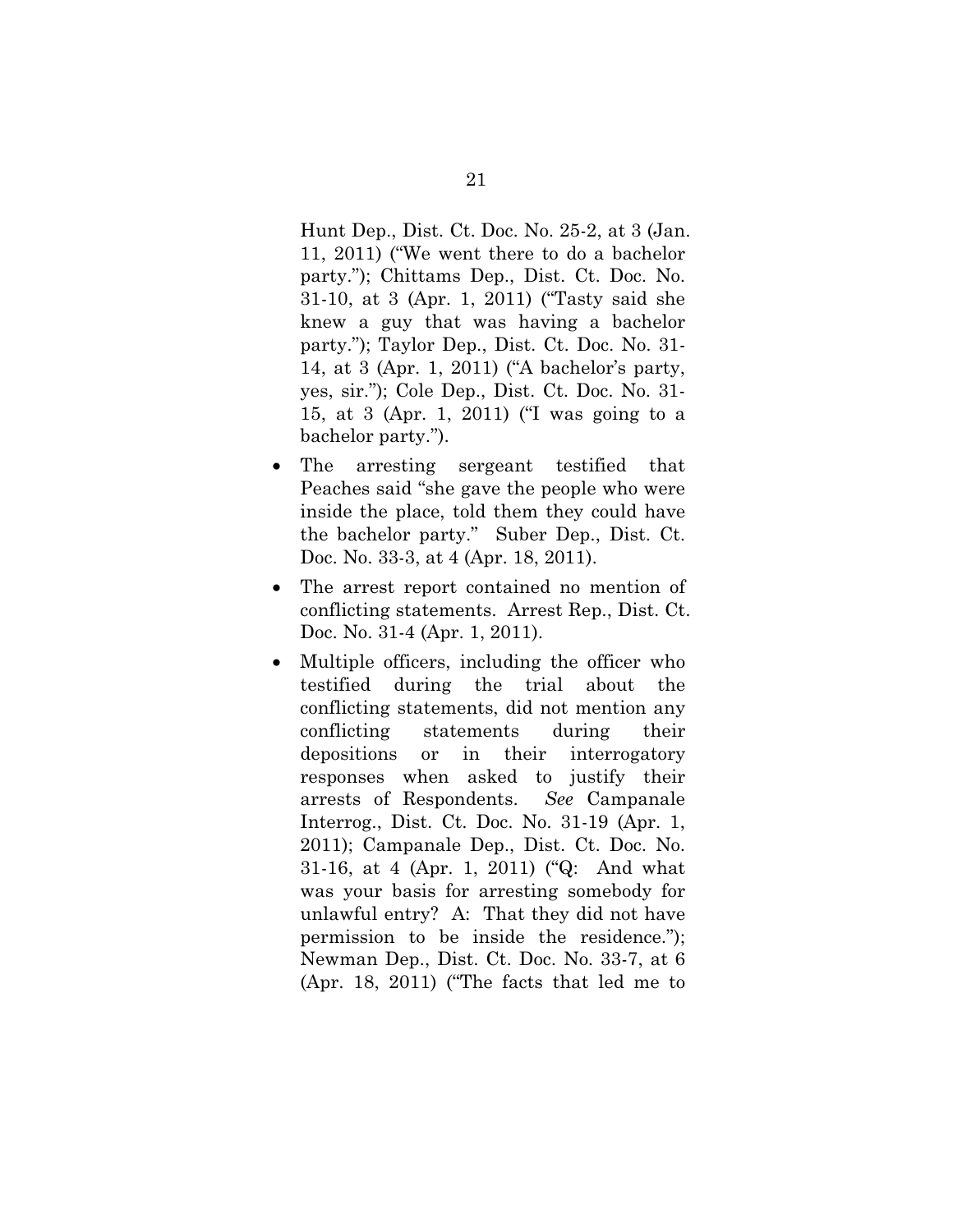Hunt Dep., Dist. Ct. Doc. No. 25-2, at 3 (Jan. 11, 2011) ("We went there to do a bachelor party."); Chittams Dep., Dist. Ct. Doc. No. 31-10, at 3 (Apr. 1, 2011) ("Tasty said she knew a guy that was having a bachelor party."); Taylor Dep., Dist. Ct. Doc. No. 31-14, at 3 (Apr. 1, 2011) ("A bachelor's party, yes, sir."); Cole Dep., Dist. Ct. Doc. No. 31-15, at 3 (Apr. 1, 2011) ("I was going to a bachelor party.").

- The arresting sergeant testified that Peaches said "she gave the people who were inside the place, told them they could have the bachelor party." Suber Dep., Dist. Ct. Doc. No. 33-3, at 4 (Apr. 18, 2011).
- The arrest report contained no mention of conflicting statements. Arrest Rep., Dist. Ct. Doc. No. 31-4 (Apr. 1, 2011).
- Multiple officers, including the officer who testified during the trial about the conflicting statements, did not mention any conflicting statements during their depositions or in their interrogatory responses when asked to justify their arrests of Respondents. *See* Campanale Interrog., Dist. Ct. Doc. No. 31-19 (Apr. 1, 2011); Campanale Dep., Dist. Ct. Doc. No. 31-16, at 4 (Apr. 1, 2011) ("Q: And what was your basis for arresting somebody for unlawful entry? A: That they did not have permission to be inside the residence."); Newman Dep., Dist. Ct. Doc. No. 33-7, at 6 (Apr. 18, 2011) ("The facts that led me to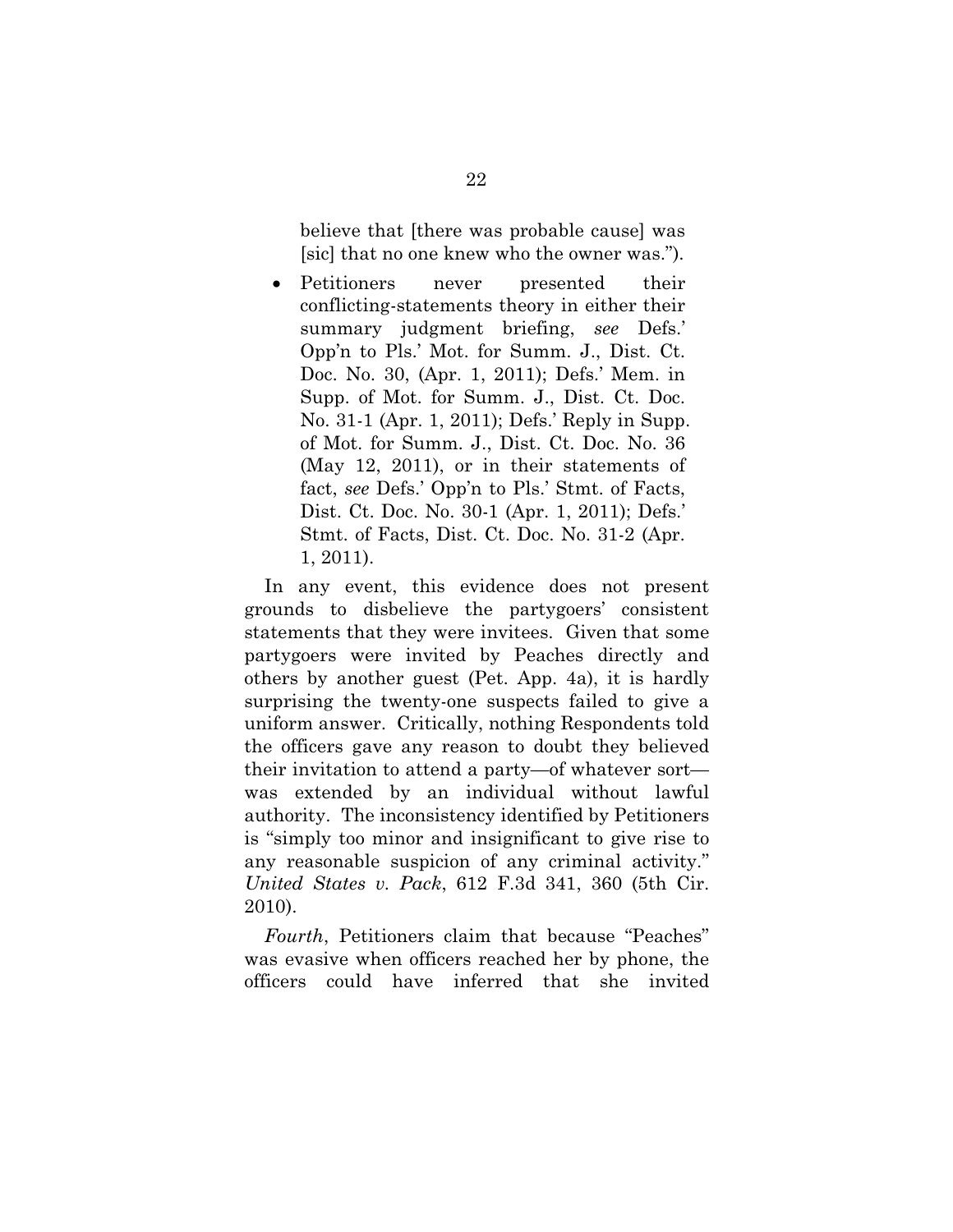believe that [there was probable cause] was [sic] that no one knew who the owner was.").

- Petitioners never presented their conflicting-statements theory in either their summary judgment briefing, *see* Defs.' Opp'n to Pls.' Mot. for Summ. J., Dist. Ct. Doc. No. 30, (Apr. 1, 2011); Defs.' Mem. in Supp. of Mot. for Summ. J., Dist. Ct. Doc. No. 31-1 (Apr. 1, 2011); Defs.' Reply in Supp. of Mot. for Summ. J., Dist. Ct. Doc. No. 36 (May 12, 2011), or in their statements of fact, *see* Defs.' Opp'n to Pls.' Stmt. of Facts, Dist. Ct. Doc. No. 30-1 (Apr. 1, 2011); Defs.' Stmt. of Facts, Dist. Ct. Doc. No. 31-2 (Apr. 1, 2011).

In any event, this evidence does not present grounds to disbelieve the partygoers' consistent statements that they were invitees. Given that some partygoers were invited by Peaches directly and others by another guest (Pet. App. 4a), it is hardly surprising the twenty-one suspects failed to give a uniform answer. Critically, nothing Respondents told the officers gave any reason to doubt they believed their invitation to attend a party—of whatever sort—was extended by an individual without lawful authority. The inconsistency identified by Petitioners is "simply too minor and insignificant to give rise to any reasonable suspicion of any criminal activity." *United States v. Pack*, 612 F.3d 341, 360 (5th Cir. 2010).

*Fourth*, Petitioners claim that because "Peaches" was evasive when officers reached her by phone, the officers could have inferred that she invited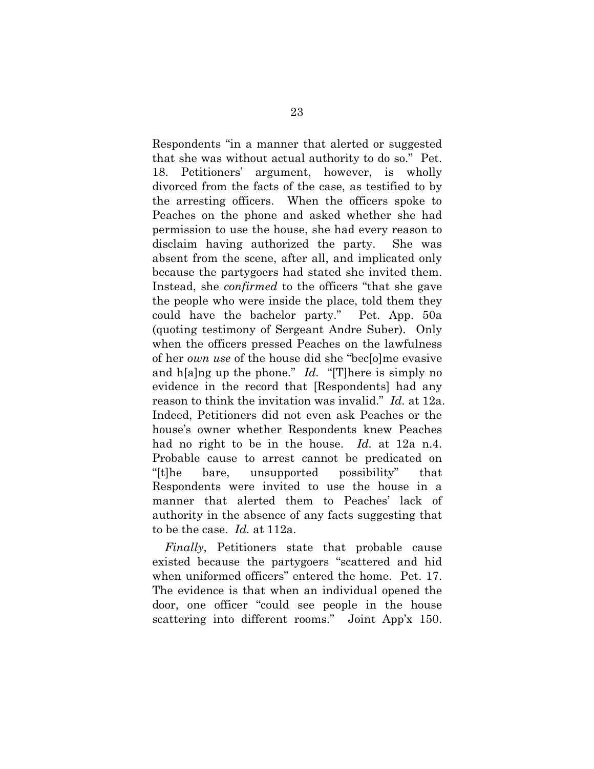Respondents "in a manner that alerted or suggested that she was without actual authority to do so." Pet. 18. Petitioners' argument, however, is wholly divorced from the facts of the case, as testified to by the arresting officers. When the officers spoke to Peaches on the phone and asked whether she had permission to use the house, she had every reason to disclaim having authorized the party. She was absent from the scene, after all, and implicated only because the partygoers had stated she invited them. Instead, she *confirmed* to the officers "that she gave the people who were inside the place, told them they could have the bachelor party." Pet. App. 50a (quoting testimony of Sergeant Andre Suber). Only when the officers pressed Peaches on the lawfulness of her *own use* of the house did she "bec[o]me evasive and h[a]ng up the phone." *Id.* "[T]here is simply no evidence in the record that [Respondents] had any reason to think the invitation was invalid." *Id.* at 12a. Indeed, Petitioners did not even ask Peaches or the house's owner whether Respondents knew Peaches had no right to be in the house. *Id.* at 12a n.4. Probable cause to arrest cannot be predicated on "[t]he bare, unsupported possibility" that Respondents were invited to use the house in a manner that alerted them to Peaches' lack of authority in the absence of any facts suggesting that to be the case. *Id.* at 112a.

*Finally*, Petitioners state that probable cause existed because the partygoers "scattered and hid when uniformed officers" entered the home. Pet. 17. The evidence is that when an individual opened the door, one officer "could see people in the house scattering into different rooms." Joint App'x 150.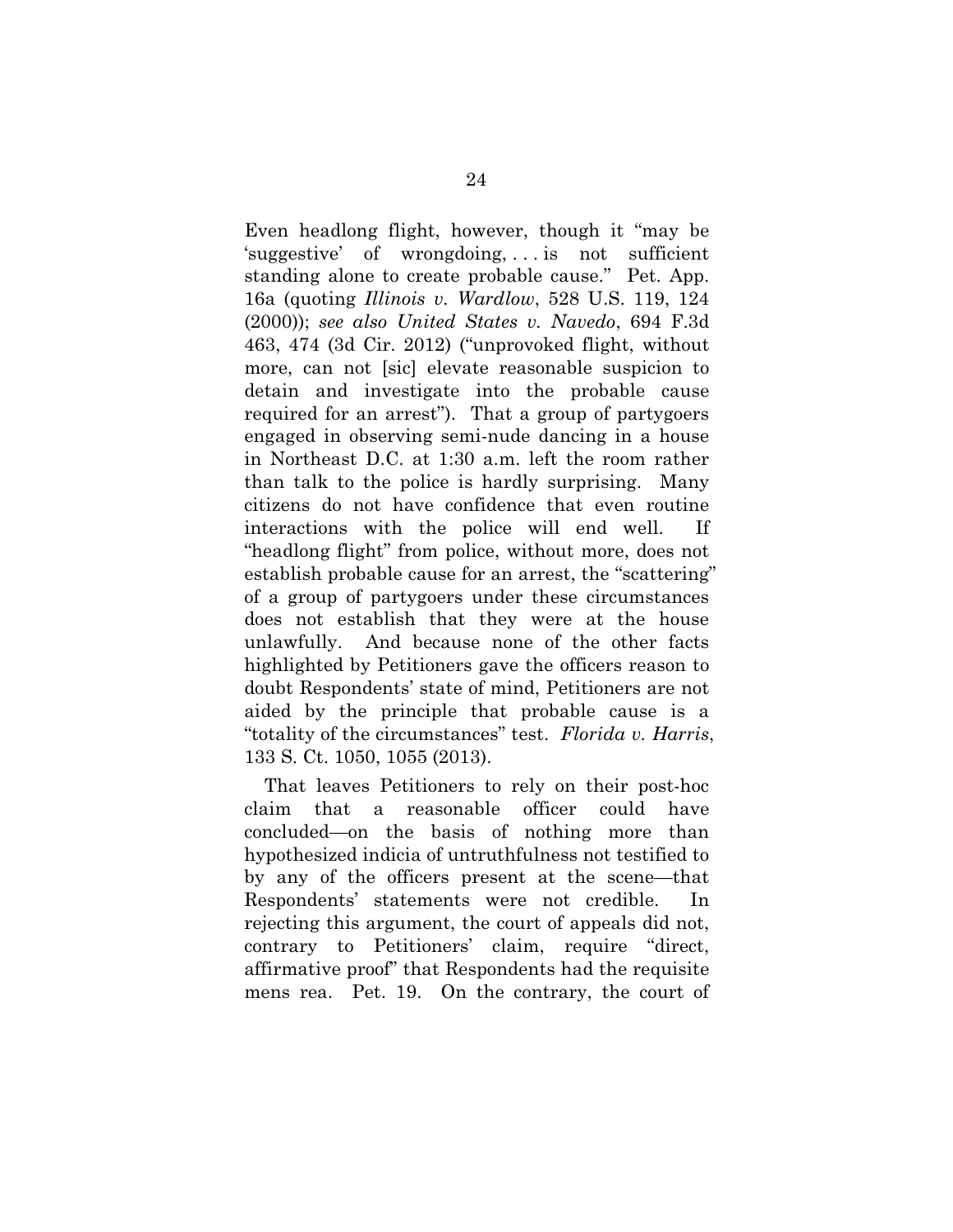Even headlong flight, however, though it "may be 'suggestive' of wrongdoing, . . . is not sufficient standing alone to create probable cause." Pet. App. 16a (quoting *Illinois v. Wardlow*, 528 U.S. 119, 124 (2000)); *see also United States v. Navedo*, 694 F.3d 463, 474 (3d Cir. 2012) ("unprovoked flight, without more, can not [sic] elevate reasonable suspicion to detain and investigate into the probable cause required for an arrest"). That a group of partygoers engaged in observing semi-nude dancing in a house in Northeast D.C. at 1:30 a.m. left the room rather than talk to the police is hardly surprising. Many citizens do not have confidence that even routine interactions with the police will end well. If "headlong flight" from police, without more, does not establish probable cause for an arrest, the "scattering" of a group of partygoers under these circumstances does not establish that they were at the house unlawfully. And because none of the other facts highlighted by Petitioners gave the officers reason to doubt Respondents' state of mind, Petitioners are not aided by the principle that probable cause is a "totality of the circumstances" test. *Florida v. Harris*, 133 S. Ct. 1050, 1055 (2013).

That leaves Petitioners to rely on their post-hoc claim that a reasonable officer could have concluded—on the basis of nothing more than hypothesized indicia of untruthfulness not testified to by any of the officers present at the scene—that Respondents' statements were not credible. In rejecting this argument, the court of appeals did not, contrary to Petitioners' claim, require "direct, affirmative proof" that Respondents had the requisite mens rea. Pet. 19. On the contrary, the court of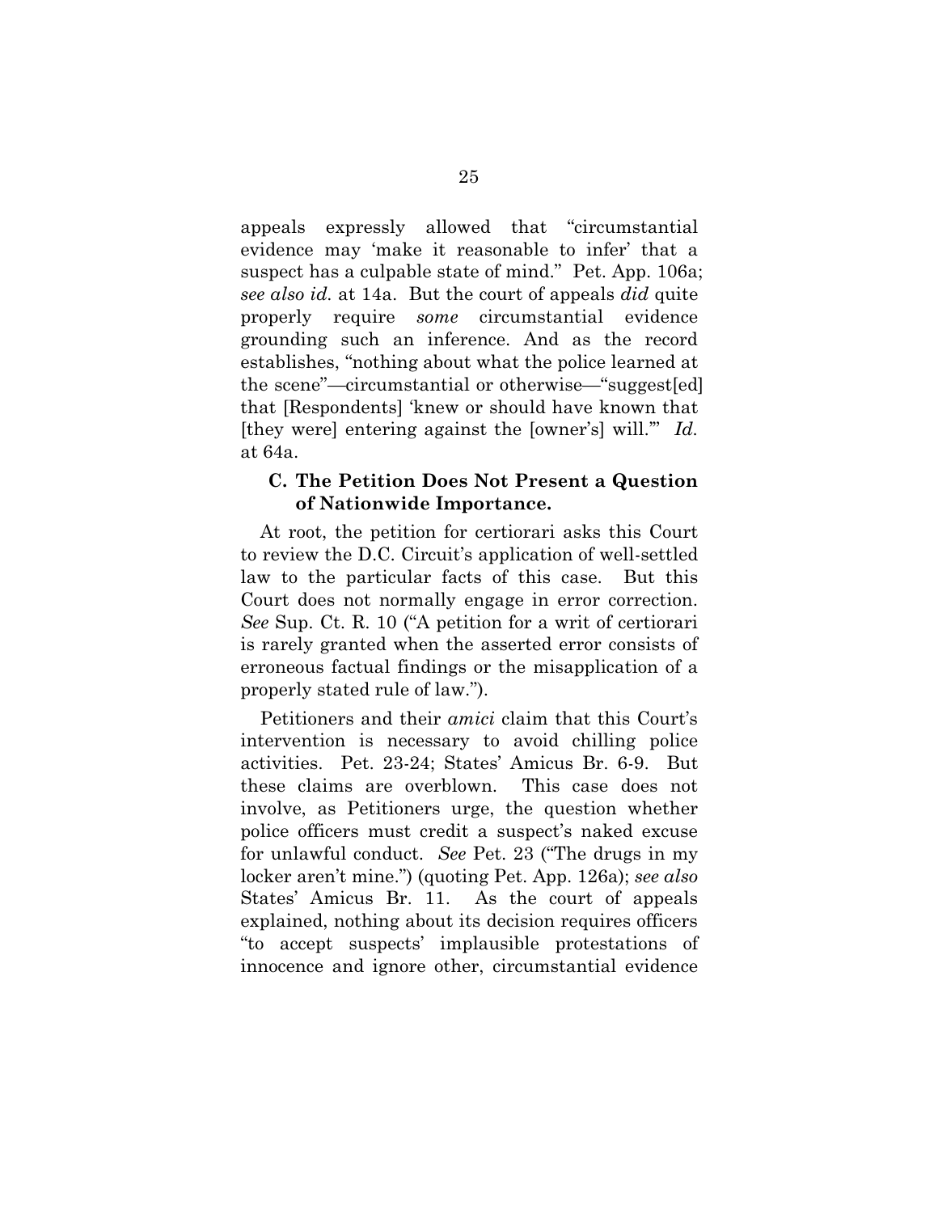appeals expressly allowed that "circumstantial evidence may 'make it reasonable to infer' that a suspect has a culpable state of mind." Pet. App. 106a; *see also id.* at 14a. But the court of appeals *did* quite properly require *some* circumstantial evidence grounding such an inference. And as the record establishes, "nothing about what the police learned at the scene"—circumstantial or otherwise—"suggest[ed] that [Respondents] 'knew or should have known that [they were] entering against the [owner's] will.'" *Id.* at 64a.

### C. The Petition Does Not Present a Question of Nationwide Importance.

At root, the petition for certiorari asks this Court to review the D.C. Circuit's application of well-settled law to the particular facts of this case. But this Court does not normally engage in error correction. *See* Sup. Ct. R. 10 ("A petition for a writ of certiorari is rarely granted when the asserted error consists of erroneous factual findings or the misapplication of a properly stated rule of law.").

Petitioners and their *amici* claim that this Court's intervention is necessary to avoid chilling police activities. Pet. 23-24; States' Amicus Br. 6-9. But these claims are overblown. This case does not involve, as Petitioners urge, the question whether police officers must credit a suspect's naked excuse for unlawful conduct. *See* Pet. 23 ("The drugs in my locker aren't mine.") (quoting Pet. App. 126a); *see also* States' Amicus Br. 11. As the court of appeals explained, nothing about its decision requires officers "to accept suspects' implausible protestations of innocence and ignore other, circumstantial evidence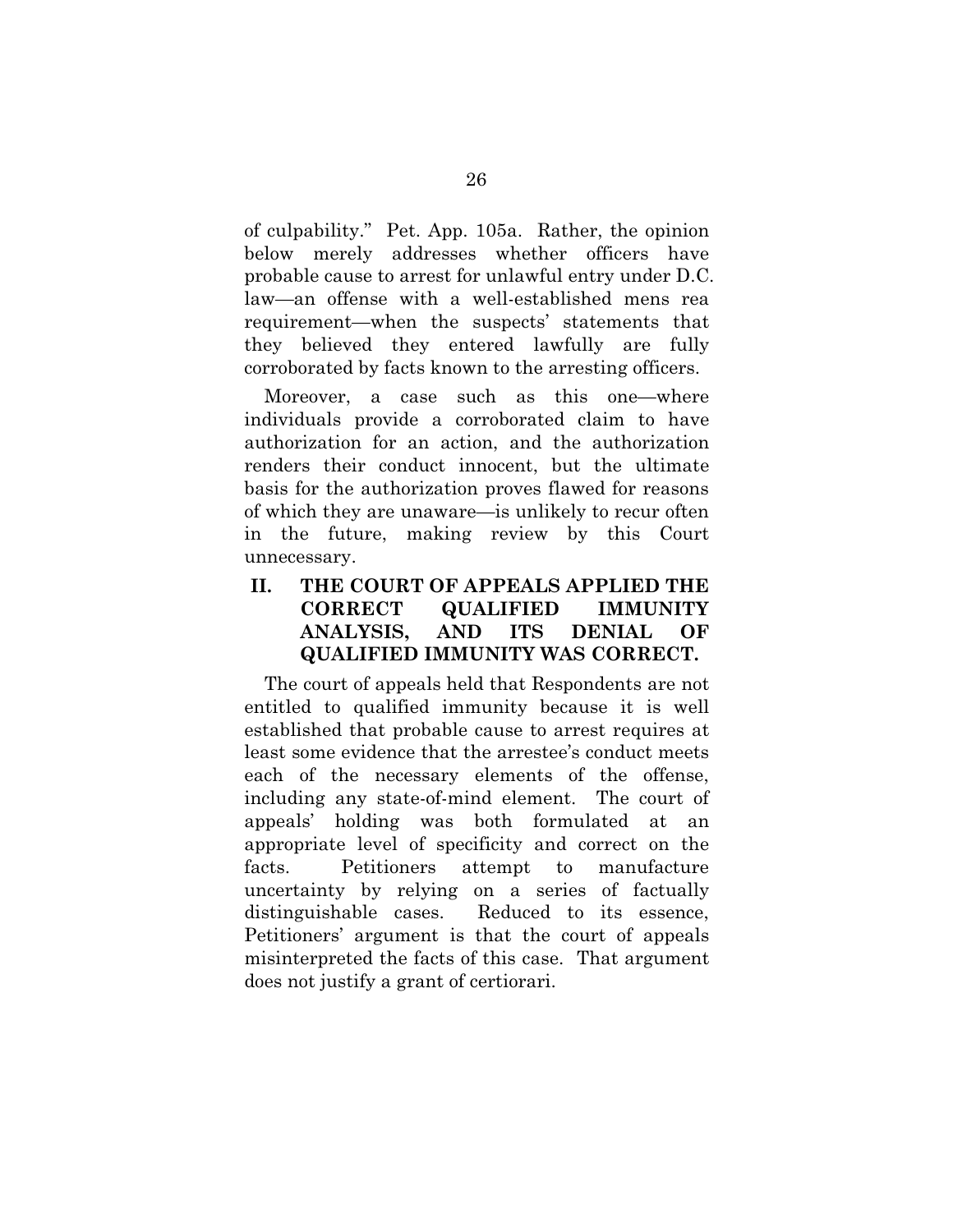of culpability." Pet. App. 105a. Rather, the opinion below merely addresses whether officers have probable cause to arrest for unlawful entry under D.C. law—an offense with a well-established mens rea requirement—when the suspects' statements that they believed they entered lawfully are fully corroborated by facts known to the arresting officers.

Moreover, a case such as this one—where individuals provide a corroborated claim to have authorization for an action, and the authorization renders their conduct innocent, but the ultimate basis for the authorization proves flawed for reasons of which they are unaware—is unlikely to recur often in the future, making review by this Court unnecessary.

## II. THE COURT OF APPEALS APPLIED THE CORRECT QUALIFIED IMMUNITY ANALYSIS, AND ITS DENIAL OF QUALIFIED IMMUNITY WAS CORRECT.

The court of appeals held that Respondents are not entitled to qualified immunity because it is well established that probable cause to arrest requires at least some evidence that the arrestee's conduct meets each of the necessary elements of the offense, including any state-of-mind element. The court of appeals' holding was both formulated at an appropriate level of specificity and correct on the facts. Petitioners attempt to manufacture uncertainty by relying on a series of factually distinguishable cases. Reduced to its essence, Petitioners' argument is that the court of appeals misinterpreted the facts of this case. That argument does not justify a grant of certiorari.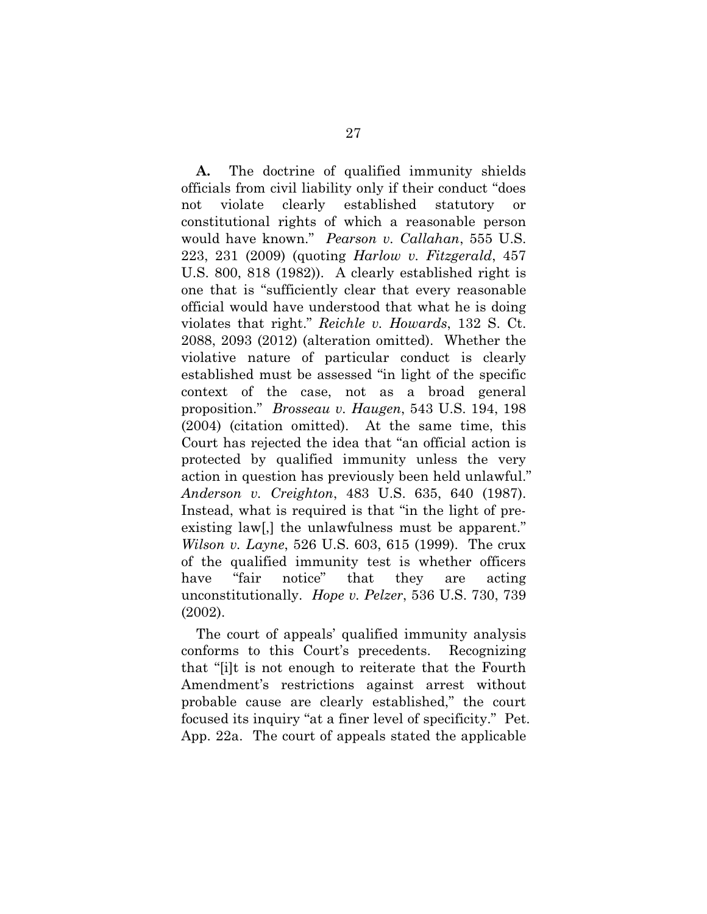**A.** The doctrine of qualified immunity shields officials from civil liability only if their conduct "does not violate clearly established statutory or constitutional rights of which a reasonable person would have known." *Pearson v. Callahan*, 555 U.S. 223, 231 (2009) (quoting *Harlow v. Fitzgerald*, 457 U.S. 800, 818 (1982)). A clearly established right is one that is "sufficiently clear that every reasonable official would have understood that what he is doing violates that right." *Reichle v. Howards*, 132 S. Ct. 2088, 2093 (2012) (alteration omitted). Whether the violative nature of particular conduct is clearly established must be assessed "in light of the specific context of the case, not as a broad general proposition." *Brosseau v. Haugen*, 543 U.S. 194, 198 (2004) (citation omitted). At the same time, this Court has rejected the idea that "an official action is protected by qualified immunity unless the very action in question has previously been held unlawful." *Anderson v. Creighton*, 483 U.S. 635, 640 (1987). Instead, what is required is that "in the light of pre-existing law[,] the unlawfulness must be apparent." *Wilson v. Layne*, 526 U.S. 603, 615 (1999). The crux of the qualified immunity test is whether officers have "fair notice" that they are acting unconstitutionally. *Hope v. Pelzer*, 536 U.S. 730, 739 (2002).

The court of appeals' qualified immunity analysis conforms to this Court's precedents. Recognizing that "[i]t is not enough to reiterate that the Fourth Amendment's restrictions against arrest without probable cause are clearly established," the court focused its inquiry "at a finer level of specificity." Pet. App. 22a. The court of appeals stated the applicable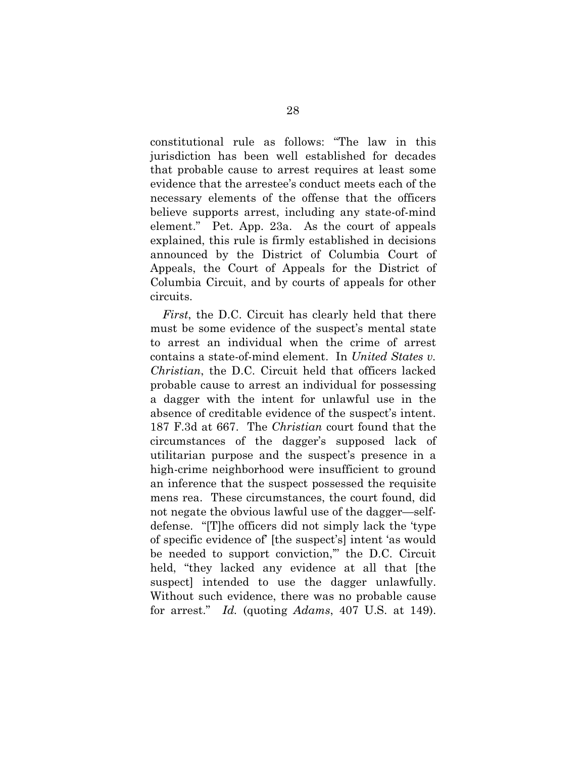constitutional rule as follows: "The law in this jurisdiction has been well established for decades that probable cause to arrest requires at least some evidence that the arrestee's conduct meets each of the necessary elements of the offense that the officers believe supports arrest, including any state-of-mind element." Pet. App. 23a. As the court of appeals explained, this rule is firmly established in decisions announced by the District of Columbia Court of Appeals, the Court of Appeals for the District of Columbia Circuit, and by courts of appeals for other circuits.

*First*, the D.C. Circuit has clearly held that there must be some evidence of the suspect's mental state to arrest an individual when the crime of arrest contains a state-of-mind element. In *United States v. Christian*, the D.C. Circuit held that officers lacked probable cause to arrest an individual for possessing a dagger with the intent for unlawful use in the absence of creditable evidence of the suspect's intent. 187 F.3d at 667. The *Christian* court found that the circumstances of the dagger's supposed lack of utilitarian purpose and the suspect's presence in a high-crime neighborhood were insufficient to ground an inference that the suspect possessed the requisite mens rea. These circumstances, the court found, did not negate the obvious lawful use of the dagger—self-defense. "[T]he officers did not simply lack the 'type of specific evidence of' [the suspect's] intent 'as would be needed to support conviction,'" the D.C. Circuit held, "they lacked any evidence at all that [the suspect] intended to use the dagger unlawfully. Without such evidence, there was no probable cause for arrest." *Id.* (quoting *Adams*, 407 U.S. at 149).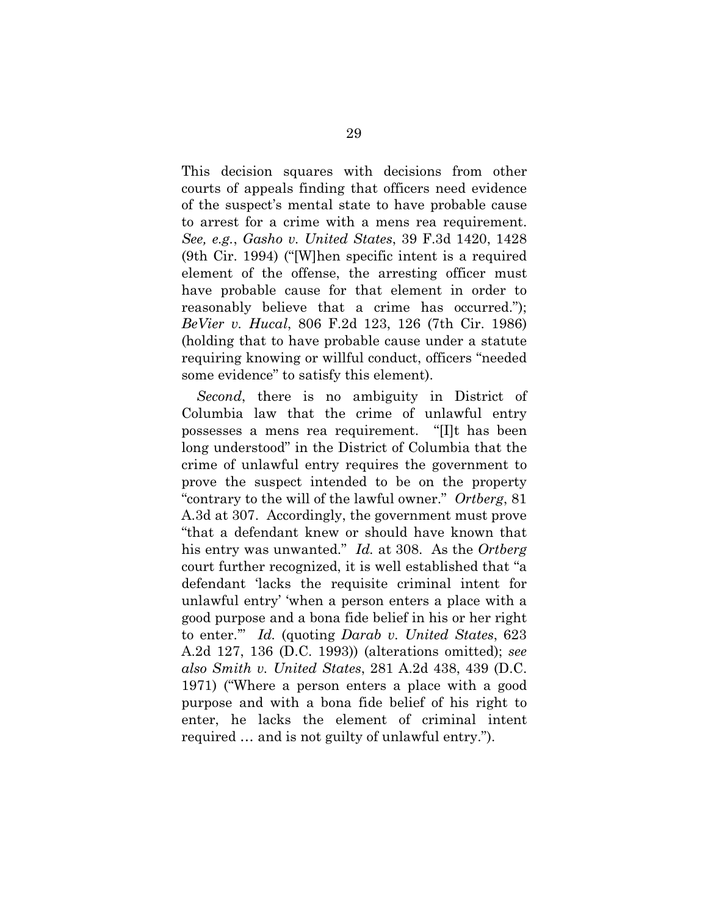This decision squares with decisions from other courts of appeals finding that officers need evidence of the suspect's mental state to have probable cause to arrest for a crime with a mens rea requirement. *See, e.g.*, *Gasho v. United States*, 39 F.3d 1420, 1428 (9th Cir. 1994) ("[W]hen specific intent is a required element of the offense, the arresting officer must have probable cause for that element in order to reasonably believe that a crime has occurred."); *BeVier v. Hucal*, 806 F.2d 123, 126 (7th Cir. 1986) (holding that to have probable cause under a statute requiring knowing or willful conduct, officers "needed some evidence" to satisfy this element).

*Second*, there is no ambiguity in District of Columbia law that the crime of unlawful entry possesses a mens rea requirement. "[I]t has been long understood" in the District of Columbia that the crime of unlawful entry requires the government to prove the suspect intended to be on the property "contrary to the will of the lawful owner." *Ortberg*, 81 A.3d at 307. Accordingly, the government must prove "that a defendant knew or should have known that his entry was unwanted." *Id.* at 308. As the *Ortberg* court further recognized, it is well established that "a defendant 'lacks the requisite criminal intent for unlawful entry' 'when a person enters a place with a good purpose and a bona fide belief in his or her right to enter.'" *Id.* (quoting *Darab v. United States*, 623 A.2d 127, 136 (D.C. 1993)) (alterations omitted); *see also Smith v. United States*, 281 A.2d 438, 439 (D.C. 1971) ("Where a person enters a place with a good purpose and with a bona fide belief of his right to enter, he lacks the element of criminal intent required … and is not guilty of unlawful entry.").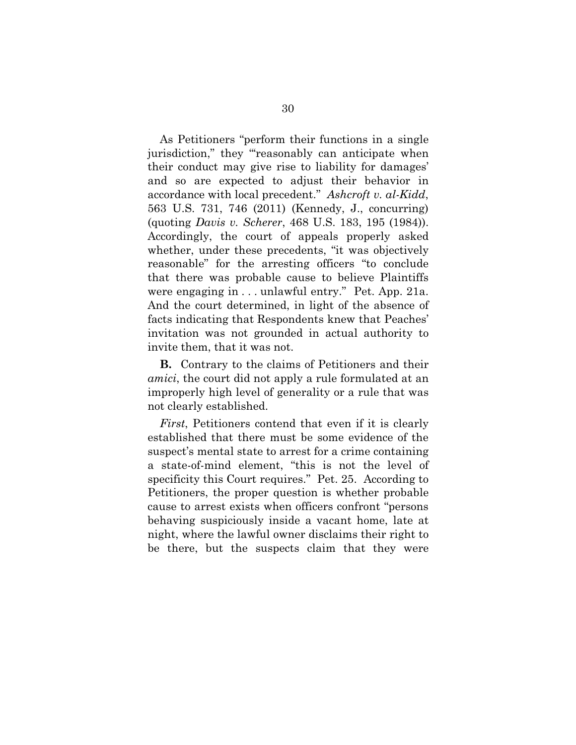As Petitioners "perform their functions in a single jurisdiction," they "'reasonably can anticipate when their conduct may give rise to liability for damages' and so are expected to adjust their behavior in accordance with local precedent." *Ashcroft v. al-Kidd*, 563 U.S. 731, 746 (2011) (Kennedy, J., concurring) (quoting *Davis v. Scherer*, 468 U.S. 183, 195 (1984)). Accordingly, the court of appeals properly asked whether, under these precedents, "it was objectively reasonable" for the arresting officers "to conclude that there was probable cause to believe Plaintiffs were engaging in . . . unlawful entry." Pet. App. 21a. And the court determined, in light of the absence of facts indicating that Respondents knew that Peaches' invitation was not grounded in actual authority to invite them, that it was not.

**B.** Contrary to the claims of Petitioners and their *amici*, the court did not apply a rule formulated at an improperly high level of generality or a rule that was not clearly established.

*First*, Petitioners contend that even if it is clearly established that there must be some evidence of the suspect's mental state to arrest for a crime containing a state-of-mind element, "this is not the level of specificity this Court requires." Pet. 25. According to Petitioners, the proper question is whether probable cause to arrest exists when officers confront "persons behaving suspiciously inside a vacant home, late at night, where the lawful owner disclaims their right to be there, but the suspects claim that they were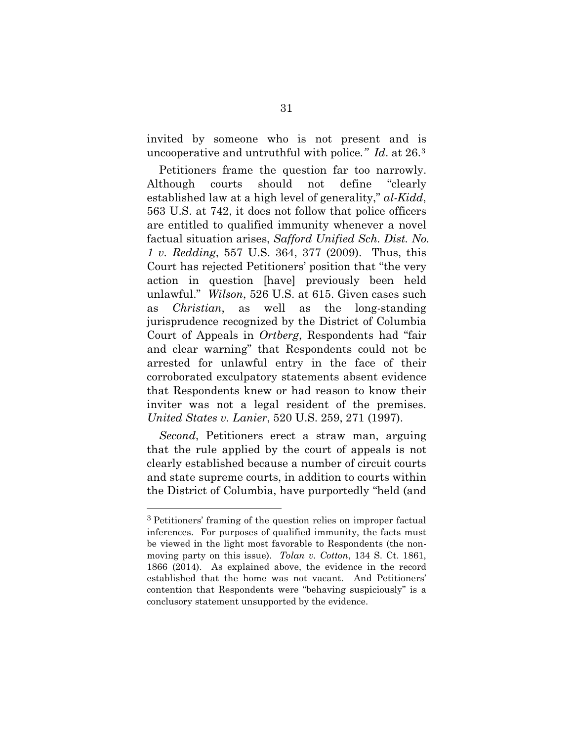invited by someone who is not present and is uncooperative and untruthful with police.*" *Id*. at 26.[3]

Petitioners frame the question far too narrowly. Although courts should not define "clearly established law at a high level of generality," *al-Kidd*, 563 U.S. at 742, it does not follow that police officers are entitled to qualified immunity whenever a novel factual situation arises, *Safford Unified Sch. Dist. No. 1 v. Redding*, 557 U.S. 364, 377 (2009). Thus, this Court has rejected Petitioners' position that "the very action in question [have] previously been held unlawful." *Wilson*, 526 U.S. at 615. Given cases such as *Christian*, as well as the long-standing jurisprudence recognized by the District of Columbia Court of Appeals in *Ortberg*, Respondents had "fair and clear warning" that Respondents could not be arrested for unlawful entry in the face of their corroborated exculpatory statements absent evidence that Respondents knew or had reason to know their inviter was not a legal resident of the premises. *United States v. Lanier*, 520 U.S. 259, 271 (1997).

*Second*, Petitioners erect a straw man, arguing that the rule applied by the court of appeals is not clearly established because a number of circuit courts and state supreme courts, in addition to courts within the District of Columbia, have purportedly "held (and

---

[3] Petitioners' framing of the question relies on improper factual inferences. For purposes of qualified immunity, the facts must be viewed in the light most favorable to Respondents (the non-moving party on this issue). *Tolan v. Cotton*, 134 S. Ct. 1861, 1866 (2014). As explained above, the evidence in the record established that the home was not vacant. And Petitioners' contention that Respondents were "behaving suspiciously" is a conclusory statement unsupported by the evidence.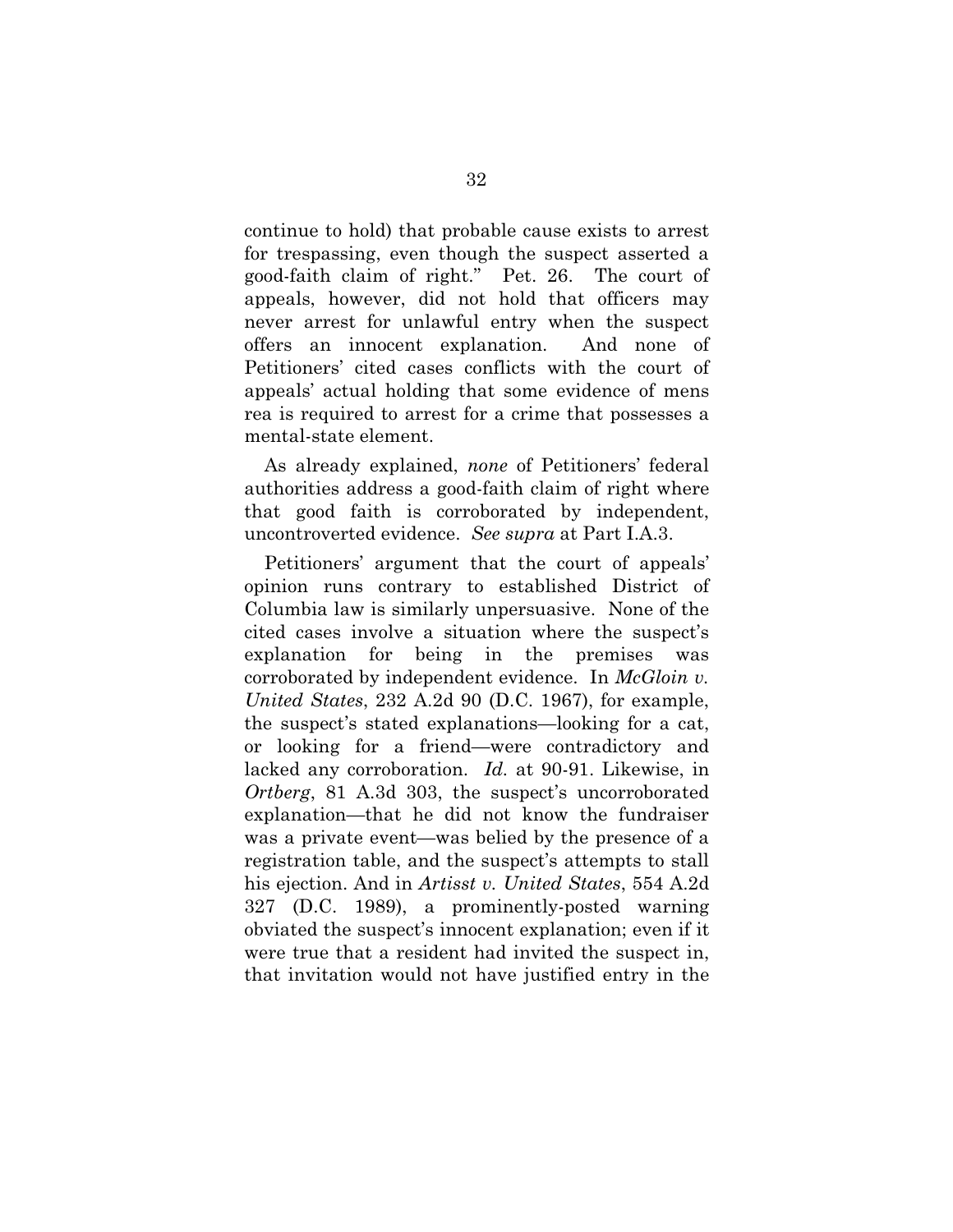continue to hold) that probable cause exists to arrest for trespassing, even though the suspect asserted a good-faith claim of right." Pet. 26. The court of appeals, however, did not hold that officers may never arrest for unlawful entry when the suspect offers an innocent explanation. And none of Petitioners' cited cases conflicts with the court of appeals' actual holding that some evidence of mens rea is required to arrest for a crime that possesses a mental-state element.

As already explained, *none* of Petitioners' federal authorities address a good-faith claim of right where that good faith is corroborated by independent, uncontroverted evidence. *See supra* at Part I.A.3.

Petitioners' argument that the court of appeals' opinion runs contrary to established District of Columbia law is similarly unpersuasive. None of the cited cases involve a situation where the suspect's explanation for being in the premises was corroborated by independent evidence. In *McGloin v. United States*, 232 A.2d 90 (D.C. 1967), for example, the suspect's stated explanations—looking for a cat, or looking for a friend—were contradictory and lacked any corroboration. *Id.* at 90-91. Likewise, in *Ortberg*, 81 A.3d 303, the suspect's uncorroborated explanation—that he did not know the fundraiser was a private event—was belied by the presence of a registration table, and the suspect's attempts to stall his ejection. And in *Artisst v. United States*, 554 A.2d 327 (D.C. 1989), a prominently-posted warning obviated the suspect's innocent explanation; even if it were true that a resident had invited the suspect in, that invitation would not have justified entry in the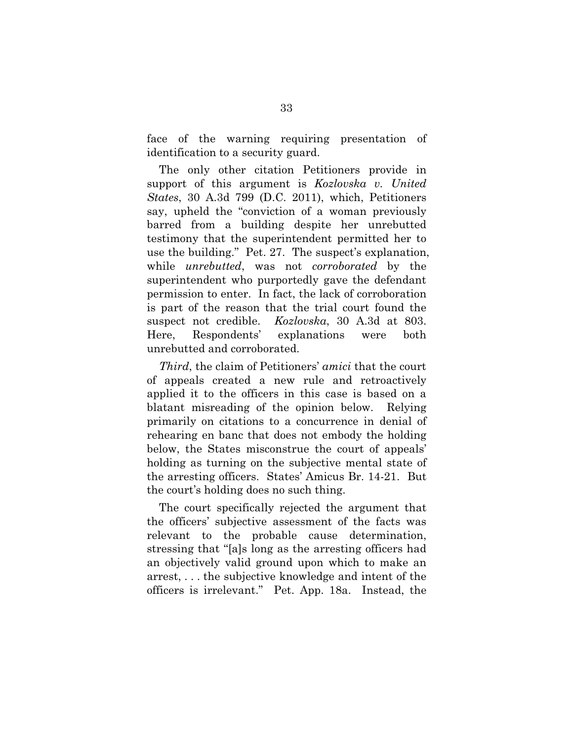face of the warning requiring presentation of identification to a security guard.

The only other citation Petitioners provide in support of this argument is *Kozlovska v. United States*, 30 A.3d 799 (D.C. 2011), which, Petitioners say, upheld the "conviction of a woman previously barred from a building despite her unrebutted testimony that the superintendent permitted her to use the building." Pet. 27. The suspect's explanation, while *unrebutted*, was not *corroborated* by the superintendent who purportedly gave the defendant permission to enter. In fact, the lack of corroboration is part of the reason that the trial court found the suspect not credible. *Kozlovska*, 30 A.3d at 803. Here, Respondents' explanations were both unrebutted and corroborated.

*Third*, the claim of Petitioners' *amici* that the court of appeals created a new rule and retroactively applied it to the officers in this case is based on a blatant misreading of the opinion below. Relying primarily on citations to a concurrence in denial of rehearing en banc that does not embody the holding below, the States misconstrue the court of appeals' holding as turning on the subjective mental state of the arresting officers. States' Amicus Br. 14-21. But the court's holding does no such thing.

The court specifically rejected the argument that the officers' subjective assessment of the facts was relevant to the probable cause determination, stressing that "[a]s long as the arresting officers had an objectively valid ground upon which to make an arrest, . . . the subjective knowledge and intent of the officers is irrelevant." Pet. App. 18a. Instead, the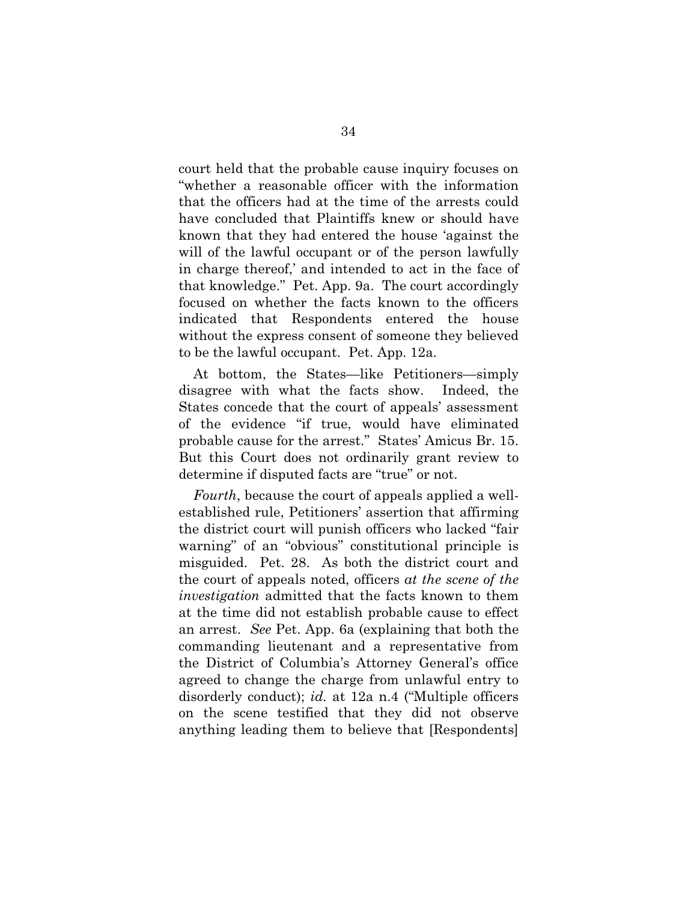court held that the probable cause inquiry focuses on "whether a reasonable officer with the information that the officers had at the time of the arrests could have concluded that Plaintiffs knew or should have known that they had entered the house 'against the will of the lawful occupant or of the person lawfully in charge thereof,' and intended to act in the face of that knowledge." Pet. App. 9a. The court accordingly focused on whether the facts known to the officers indicated that Respondents entered the house without the express consent of someone they believed to be the lawful occupant. Pet. App. 12a.

At bottom, the States—like Petitioners—simply disagree with what the facts show. Indeed, the States concede that the court of appeals' assessment of the evidence "if true, would have eliminated probable cause for the arrest." States' Amicus Br. 15. But this Court does not ordinarily grant review to determine if disputed facts are "true" or not.

*Fourth*, because the court of appeals applied a well-established rule, Petitioners' assertion that affirming the district court will punish officers who lacked "fair warning" of an "obvious" constitutional principle is misguided. Pet. 28. As both the district court and the court of appeals noted, officers *at the scene of the investigation* admitted that the facts known to them at the time did not establish probable cause to effect an arrest. *See* Pet. App. 6a (explaining that both the commanding lieutenant and a representative from the District of Columbia's Attorney General's office agreed to change the charge from unlawful entry to disorderly conduct); *id.* at 12a n.4 ("Multiple officers on the scene testified that they did not observe anything leading them to believe that [Respondents]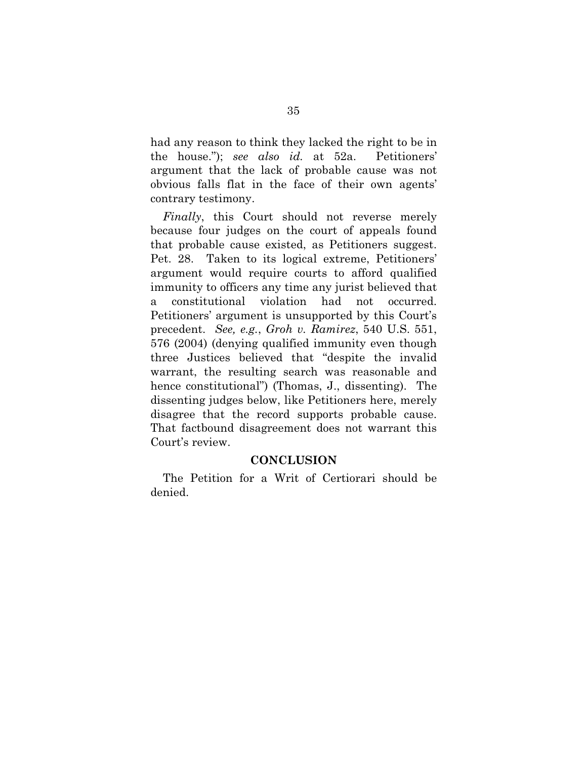had any reason to think they lacked the right to be in the house."); *see also id.* at 52a. Petitioners' argument that the lack of probable cause was not obvious falls flat in the face of their own agents' contrary testimony.

*Finally*, this Court should not reverse merely because four judges on the court of appeals found that probable cause existed, as Petitioners suggest. Pet. 28. Taken to its logical extreme, Petitioners' argument would require courts to afford qualified immunity to officers any time any jurist believed that a constitutional violation had not occurred. Petitioners' argument is unsupported by this Court's precedent. *See, e.g.*, *Groh v. Ramirez*, 540 U.S. 551, 576 (2004) (denying qualified immunity even though three Justices believed that "despite the invalid warrant, the resulting search was reasonable and hence constitutional") (Thomas, J., dissenting). The dissenting judges below, like Petitioners here, merely disagree that the record supports probable cause. That factbound disagreement does not warrant this Court's review.

## CONCLUSION

The Petition for a Writ of Certiorari should be denied.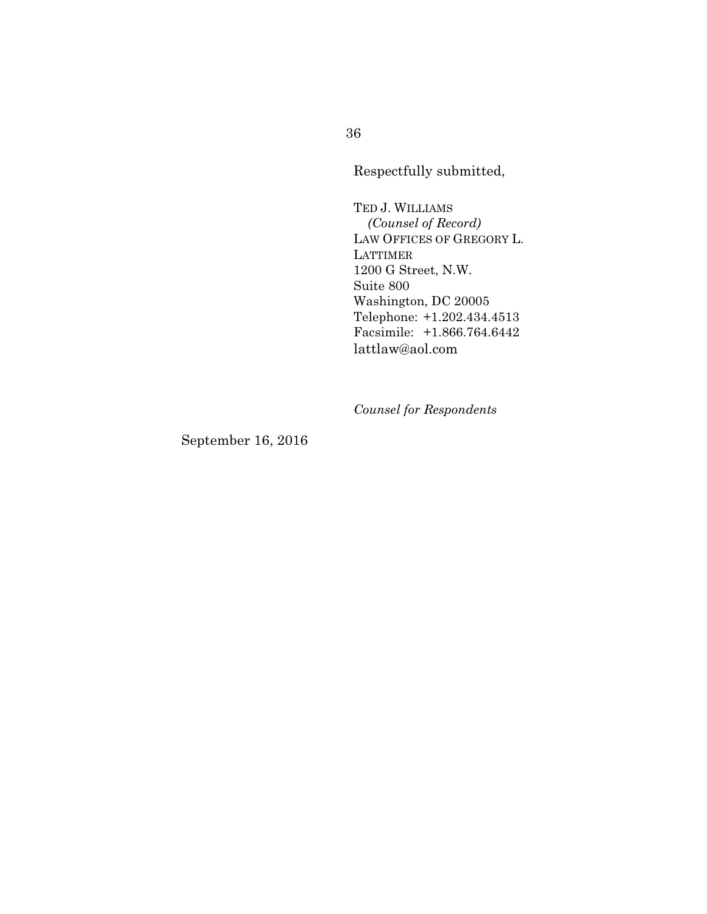Respectfully submitted,

TED J. WILLIAMS
*(Counsel of Record)*
LAW OFFICES OF GREGORY L. LATTIMER
1200 G Street, N.W.
Suite 800
Washington, DC 20005
Telephone: +1.202.434.4513
Facsimile: +1.866.764.6442
lattlaw@aol.com

*Counsel for Respondents*

September 16, 2016